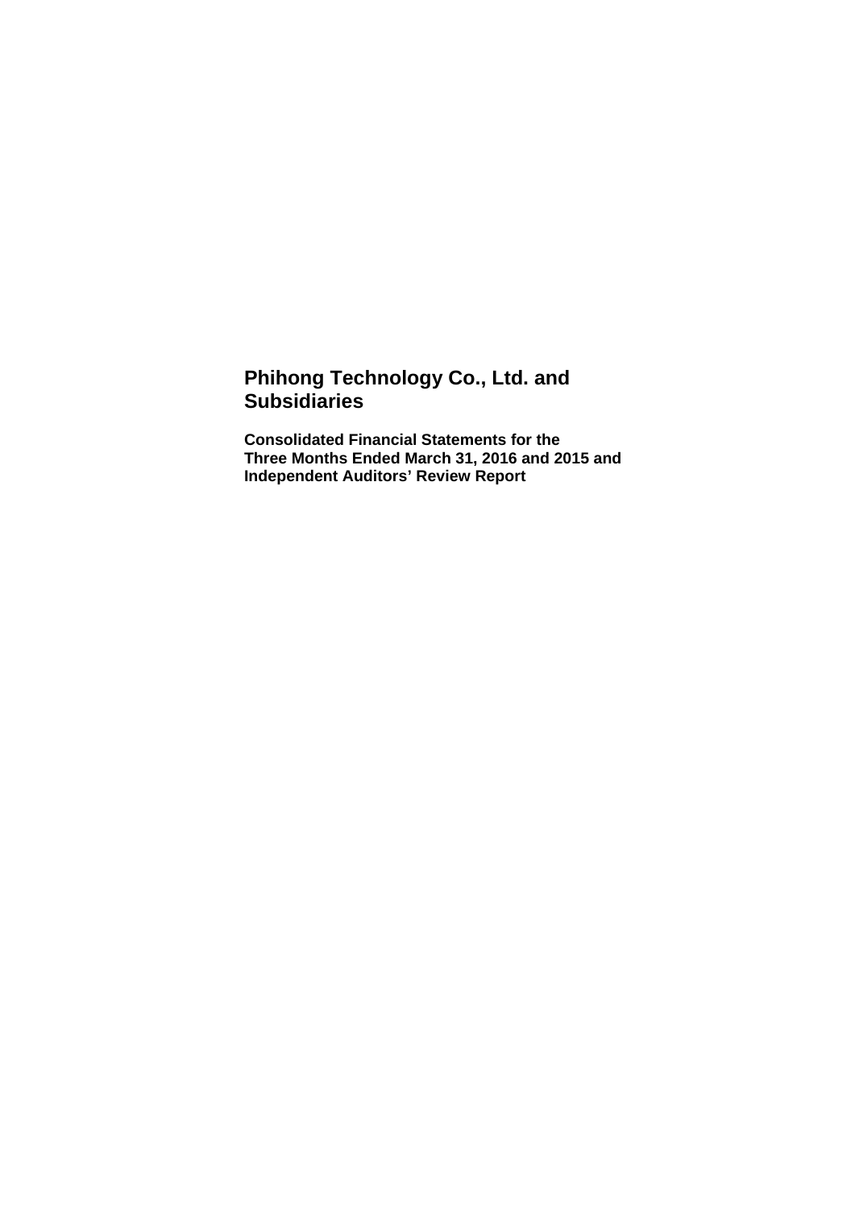# Phihong Technology Co., Ltd. and Subsidiaries

**Consolidated Financial Statements for the Three Months Ended March 31, 2016 and 2015 and Independent Auditors' Review Report**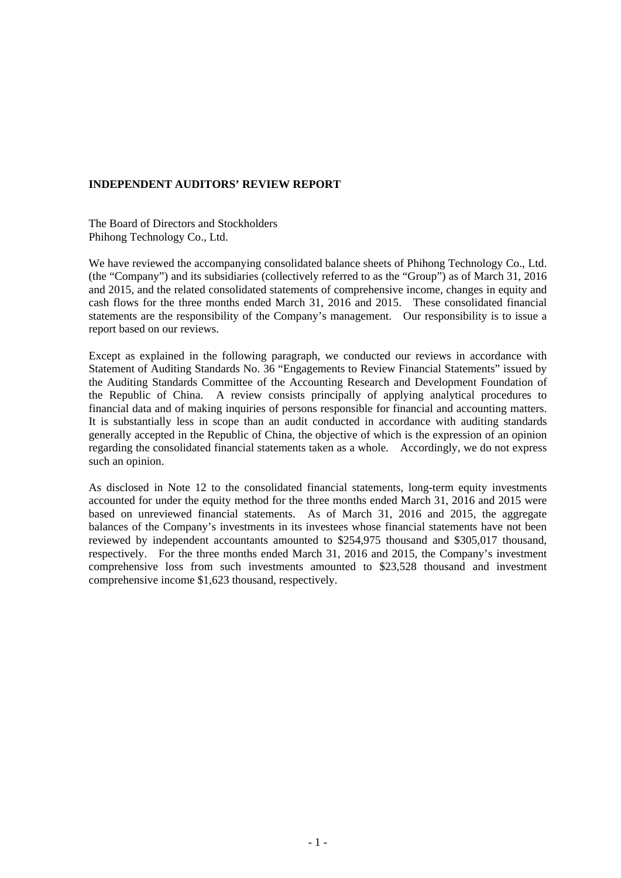**INDEPENDENT AUDITORS' REVIEW REPORT**

The Board of Directors and Stockholders
Phihong Technology Co., Ltd.

We have reviewed the accompanying consolidated balance sheets of Phihong Technology Co., Ltd. (the "Company") and its subsidiaries (collectively referred to as the "Group") as of March 31, 2016 and 2015, and the related consolidated statements of comprehensive income, changes in equity and cash flows for the three months ended March 31, 2016 and 2015. These consolidated financial statements are the responsibility of the Company's management. Our responsibility is to issue a report based on our reviews.

Except as explained in the following paragraph, we conducted our reviews in accordance with Statement of Auditing Standards No. 36 "Engagements to Review Financial Statements" issued by the Auditing Standards Committee of the Accounting Research and Development Foundation of the Republic of China. A review consists principally of applying analytical procedures to financial data and of making inquiries of persons responsible for financial and accounting matters. It is substantially less in scope than an audit conducted in accordance with auditing standards generally accepted in the Republic of China, the objective of which is the expression of an opinion regarding the consolidated financial statements taken as a whole. Accordingly, we do not express such an opinion.

As disclosed in Note 12 to the consolidated financial statements, long-term equity investments accounted for under the equity method for the three months ended March 31, 2016 and 2015 were based on unreviewed financial statements. As of March 31, 2016 and 2015, the aggregate balances of the Company's investments in its investees whose financial statements have not been reviewed by independent accountants amounted to $254,975 thousand and $305,017 thousand, respectively. For the three months ended March 31, 2016 and 2015, the Company's investment comprehensive loss from such investments amounted to $23,528 thousand and investment comprehensive income $1,623 thousand, respectively.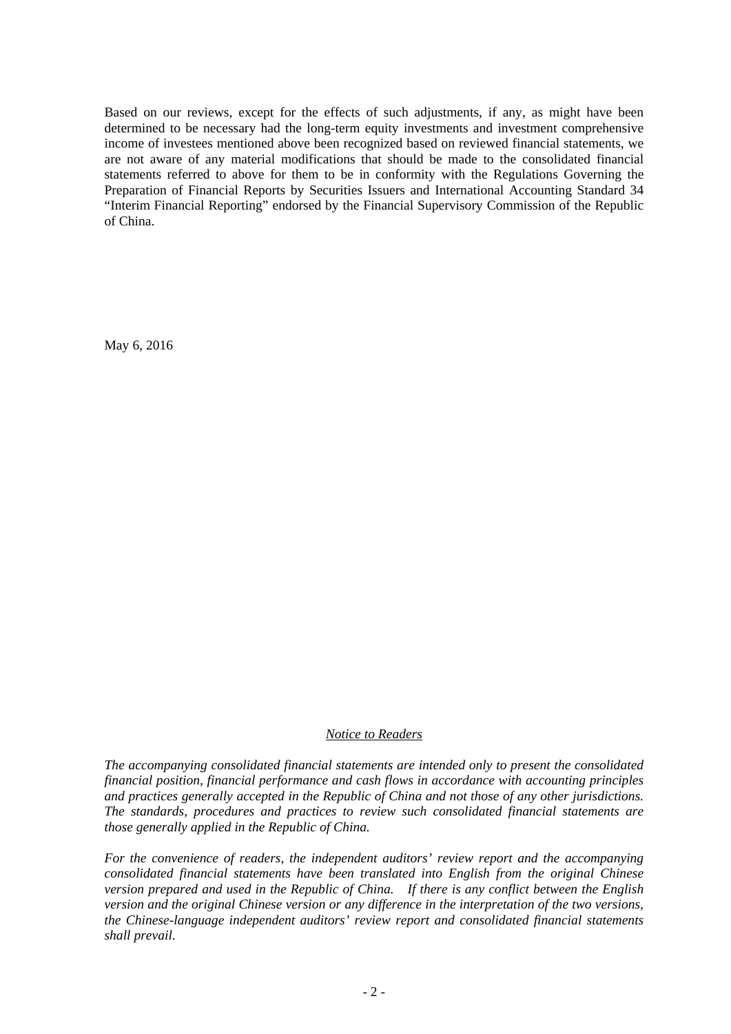Based on our reviews, except for the effects of such adjustments, if any, as might have been determined to be necessary had the long-term equity investments and investment comprehensive income of investees mentioned above been recognized based on reviewed financial statements, we are not aware of any material modifications that should be made to the consolidated financial statements referred to above for them to be in conformity with the Regulations Governing the Preparation of Financial Reports by Securities Issuers and International Accounting Standard 34 "Interim Financial Reporting" endorsed by the Financial Supervisory Commission of the Republic of China.

May 6, 2016

## *Notice to Readers*

*The accompanying consolidated financial statements are intended only to present the consolidated financial position, financial performance and cash flows in accordance with accounting principles and practices generally accepted in the Republic of China and not those of any other jurisdictions. The standards, procedures and practices to review such consolidated financial statements are those generally applied in the Republic of China.*

*For the convenience of readers, the independent auditors' review report and the accompanying consolidated financial statements have been translated into English from the original Chinese version prepared and used in the Republic of China. If there is any conflict between the English version and the original Chinese version or any difference in the interpretation of the two versions, the Chinese-language independent auditors' review report and consolidated financial statements shall prevail.*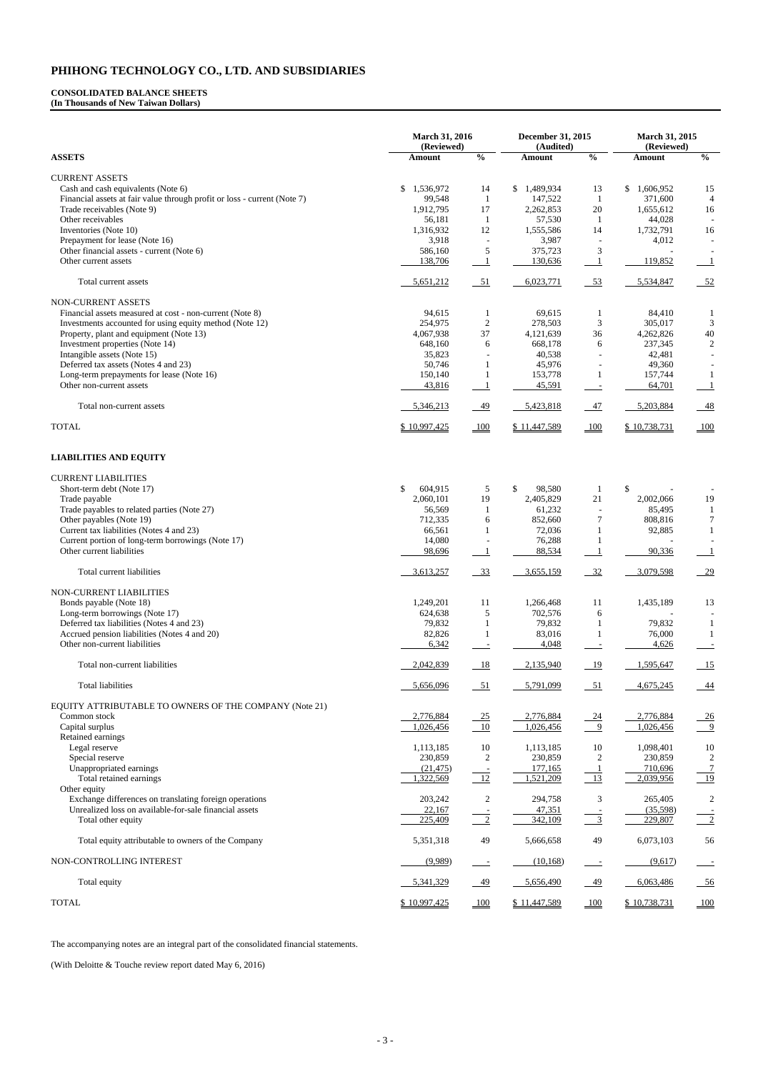# PHIHONG TECHNOLOGY CO., LTD. AND SUBSIDIARIES

**CONSOLIDATED BALANCE SHEETS**
**(In Thousands of New Taiwan Dollars)**

| ASSETS | March 31, 2016 (Reviewed) Amount | % | December 31, 2015 (Audited) Amount | % | March 31, 2015 (Reviewed) Amount | % |
|---|---|---|---|---|---|---|
| CURRENT ASSETS | | | | | | |
| Cash and cash equivalents (Note 6) | $ 1,536,972 | 14 | $ 1,489,934 | 13 | $ 1,606,952 | 15 |
| Financial assets at fair value through profit or loss - current (Note 7) | 99,548 | 1 | 147,522 | 1 | 371,600 | 4 |
| Trade receivables (Note 9) | 1,912,795 | 17 | 2,262,853 | 20 | 1,655,612 | 16 |
| Other receivables | 56,181 | 1 | 57,530 | 1 | 44,028 | - |
| Inventories (Note 10) | 1,316,932 | 12 | 1,555,586 | 14 | 1,732,791 | 16 |
| Prepayment for lease (Note 16) | 3,918 | - | 3,987 | - | 4,012 | - |
| Other financial assets - current (Note 6) | 586,160 | 5 | 375,723 | 3 | - | - |
| Other current assets | 138,706 | 1 | 130,636 | 1 | 119,852 | 1 |
| Total current assets | 5,651,212 | 51 | 6,023,771 | 53 | 5,534,847 | 52 |
| NON-CURRENT ASSETS | | | | | | |
| Financial assets measured at cost - non-current (Note 8) | 94,615 | 1 | 69,615 | 1 | 84,410 | 1 |
| Investments accounted for using equity method (Note 12) | 254,975 | 2 | 278,503 | 3 | 305,017 | 3 |
| Property, plant and equipment (Note 13) | 4,067,938 | 37 | 4,121,639 | 36 | 4,262,826 | 40 |
| Investment properties (Note 14) | 648,160 | 6 | 668,178 | 6 | 237,345 | 2 |
| Intangible assets (Note 15) | 35,823 | - | 40,538 | - | 42,481 | - |
| Deferred tax assets (Notes 4 and 23) | 50,746 | 1 | 45,976 | - | 49,360 | - |
| Long-term prepayments for lease (Note 16) | 150,140 | 1 | 153,778 | 1 | 157,744 | 1 |
| Other non-current assets | 43,816 | 1 | 45,591 | - | 64,701 | 1 |
| Total non-current assets | 5,346,213 | 49 | 5,423,818 | 47 | 5,203,884 | 48 |
| TOTAL | $ 10,997,425 | 100 | $ 11,447,589 | 100 | $ 10,738,731 | 100 |
| **LIABILITIES AND EQUITY** | | | | | | |
| CURRENT LIABILITIES | | | | | | |
| Short-term debt (Note 17) | $ 604,915 | 5 | $ 98,580 | 1 | $ - | - |
| Trade payable | 2,060,101 | 19 | 2,405,829 | 21 | 2,002,066 | 19 |
| Trade payables to related parties (Note 27) | 56,569 | 1 | 61,232 | - | 85,495 | 1 |
| Other payables (Note 19) | 712,335 | 6 | 852,660 | 7 | 808,816 | 7 |
| Current tax liabilities (Notes 4 and 23) | 66,561 | 1 | 72,036 | 1 | 92,885 | 1 |
| Current portion of long-term borrowings (Note 17) | 14,080 | - | 76,288 | 1 | - | - |
| Other current liabilities | 98,696 | 1 | 88,534 | 1 | 90,336 | 1 |
| Total current liabilities | 3,613,257 | 33 | 3,655,159 | 32 | 3,079,598 | 29 |
| NON-CURRENT LIABILITIES | | | | | | |
| Bonds payable (Note 18) | 1,249,201 | 11 | 1,266,468 | 11 | 1,435,189 | 13 |
| Long-term borrowings (Note 17) | 624,638 | 5 | 702,576 | 6 | - | - |
| Deferred tax liabilities (Notes 4 and 23) | 79,832 | 1 | 79,832 | 1 | 79,832 | 1 |
| Accrued pension liabilities (Notes 4 and 20) | 82,826 | 1 | 83,016 | 1 | 76,000 | 1 |
| Other non-current liabilities | 6,342 | - | 4,048 | - | 4,626 | - |
| Total non-current liabilities | 2,042,839 | 18 | 2,135,940 | 19 | 1,595,647 | 15 |
| Total liabilities | 5,656,096 | 51 | 5,791,099 | 51 | 4,675,245 | 44 |
| EQUITY ATTRIBUTABLE TO OWNERS OF THE COMPANY (Note 21) | | | | | | |
| Common stock | 2,776,884 | 25 | 2,776,884 | 24 | 2,776,884 | 26 |
| Capital surplus | 1,026,456 | 10 | 1,026,456 | 9 | 1,026,456 | 9 |
| Retained earnings | | | | | | |
| Legal reserve | 1,113,185 | 10 | 1,113,185 | 10 | 1,098,401 | 10 |
| Special reserve | 230,859 | 2 | 230,859 | 2 | 230,859 | 2 |
| Unappropriated earnings | (21,475) | - | 177,165 | 1 | 710,696 | 7 |
| Total retained earnings | 1,322,569 | 12 | 1,521,209 | 13 | 2,039,956 | 19 |
| Other equity | | | | | | |
| Exchange differences on translating foreign operations | 203,242 | 2 | 294,758 | 3 | 265,405 | 2 |
| Unrealized loss on available-for-sale financial assets | 22,167 | - | 47,351 | - | (35,598) | - |
| Total other equity | 225,409 | 2 | 342,109 | 3 | 229,807 | 2 |
| Total equity attributable to owners of the Company | 5,351,318 | 49 | 5,666,658 | 49 | 6,073,103 | 56 |
| NON-CONTROLLING INTEREST | (9,989) | - | (10,168) | - | (9,617) | - |
| Total equity | 5,341,329 | 49 | 5,656,490 | 49 | 6,063,486 | 56 |
| TOTAL | $ 10,997,425 | 100 | $ 11,447,589 | 100 | $ 10,738,731 | 100 |

The accompanying notes are an integral part of the consolidated financial statements.

(With Deloitte & Touche review report dated May 6, 2016)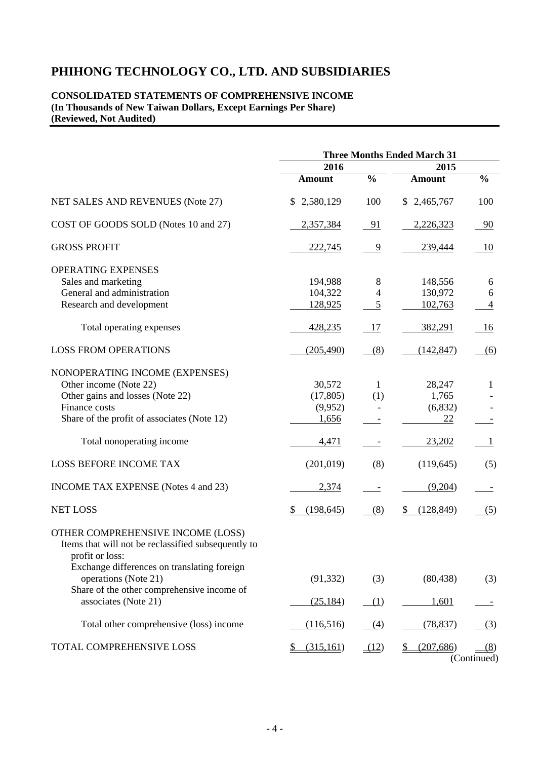# PHIHONG TECHNOLOGY CO., LTD. AND SUBSIDIARIES

**CONSOLIDATED STATEMENTS OF COMPREHENSIVE INCOME**
**(In Thousands of New Taiwan Dollars, Except Earnings Per Share)**
**(Reviewed, Not Audited)**

| | Three Months Ended March 31 | | | |
|---|---|---|---|---|
| | 2016 | | 2015 | |
| | Amount | % | Amount | % |
| NET SALES AND REVENUES (Note 27) | $ 2,580,129 | 100 | $ 2,465,767 | 100 |
| COST OF GOODS SOLD (Notes 10 and 27) | 2,357,384 | 91 | 2,226,323 | 90 |
| GROSS PROFIT | 222,745 | 9 | 239,444 | 10 |
| OPERATING EXPENSES | | | | |
| Sales and marketing | 194,988 | 8 | 148,556 | 6 |
| General and administration | 104,322 | 4 | 130,972 | 6 |
| Research and development | 128,925 | 5 | 102,763 | 4 |
| Total operating expenses | 428,235 | 17 | 382,291 | 16 |
| LOSS FROM OPERATIONS | (205,490) | (8) | (142,847) | (6) |
| NONOPERATING INCOME (EXPENSES) | | | | |
| Other income (Note 22) | 30,572 | 1 | 28,247 | 1 |
| Other gains and losses (Note 22) | (17,805) | (1) | 1,765 | - |
| Finance costs | (9,952) | - | (6,832) | - |
| Share of the profit of associates (Note 12) | 1,656 | - | 22 | - |
| Total nonoperating income | 4,471 | - | 23,202 | 1 |
| LOSS BEFORE INCOME TAX | (201,019) | (8) | (119,645) | (5) |
| INCOME TAX EXPENSE (Notes 4 and 23) | 2,374 | - | (9,204) | - |
| NET LOSS | $ (198,645) | (8) | $ (128,849) | (5) |
| OTHER COMPREHENSIVE INCOME (LOSS) | | | | |
| Items that will not be reclassified subsequently to profit or loss: | | | | |
| Exchange differences on translating foreign operations (Note 21) | (91,332) | (3) | (80,438) | (3) |
| Share of the other comprehensive income of associates (Note 21) | (25,184) | (1) | 1,601 | - |
| Total other comprehensive (loss) income | (116,516) | (4) | (78,837) | (3) |
| TOTAL COMPREHENSIVE LOSS | $ (315,161) | (12) | $ (207,686) | (8) |

(Continued)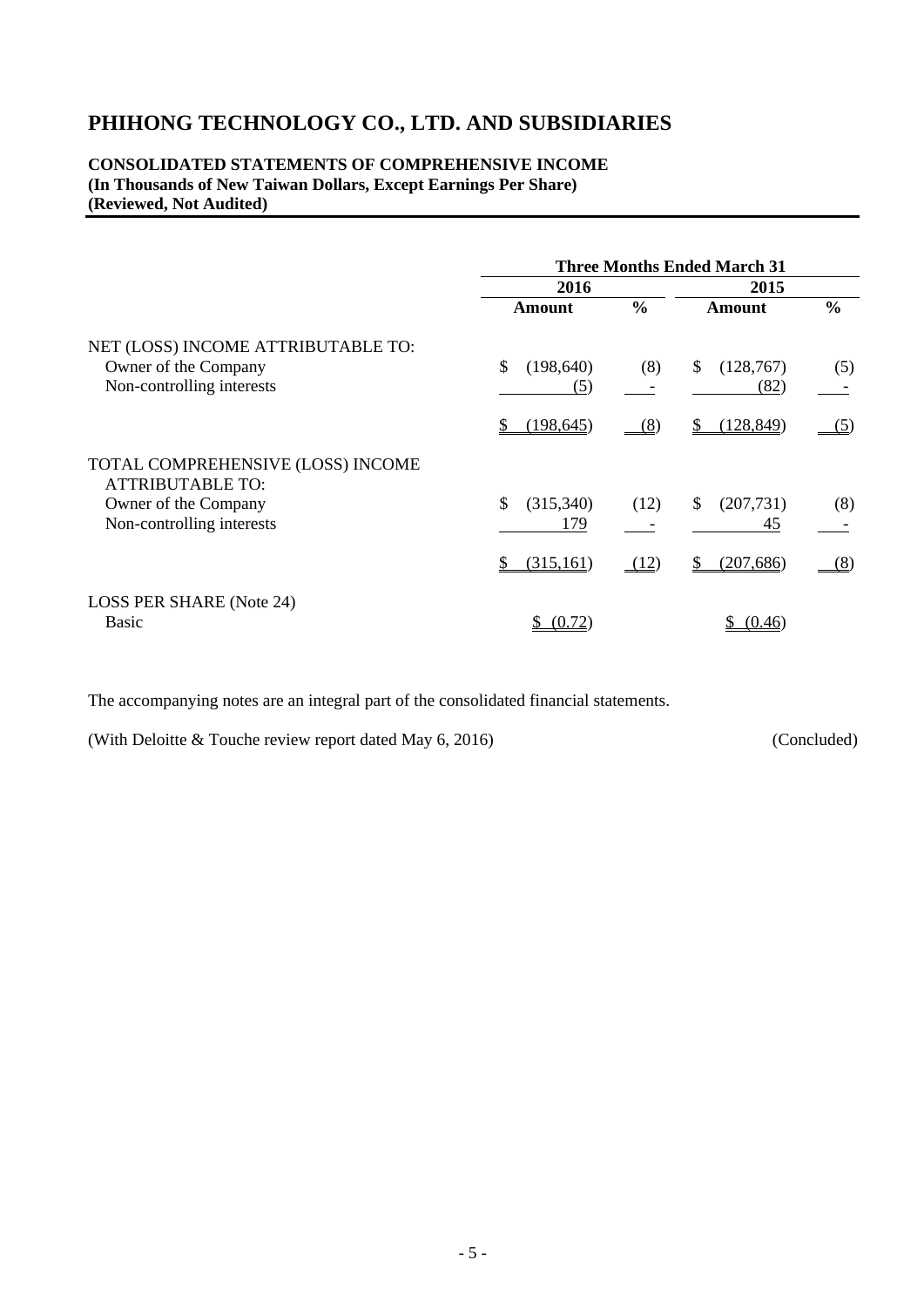# PHIHONG TECHNOLOGY CO., LTD. AND SUBSIDIARIES

**CONSOLIDATED STATEMENTS OF COMPREHENSIVE INCOME**
**(In Thousands of New Taiwan Dollars, Except Earnings Per Share)**
**(Reviewed, Not Audited)**

| | Three Months Ended March 31 | | | |
|---|---|---|---|---|
| | 2016 | | 2015 | |
| | Amount | % | Amount | % |
| NET (LOSS) INCOME ATTRIBUTABLE TO: | | | | |
| Owner of the Company | $ (198,640) | (8) | $ (128,767) | (5) |
| Non-controlling interests | (5) | - | (82) | - |
| | $ (198,645) | (8) | $ (128,849) | (5) |
| TOTAL COMPREHENSIVE (LOSS) INCOME ATTRIBUTABLE TO: | | | | |
| Owner of the Company | $ (315,340) | (12) | $ (207,731) | (8) |
| Non-controlling interests | 179 | - | 45 | - |
| | $ (315,161) | (12) | $ (207,686) | (8) |
| LOSS PER SHARE (Note 24) | | | | |
| Basic | $ (0.72) | | $ (0.46) | |

The accompanying notes are an integral part of the consolidated financial statements.

(With Deloitte & Touche review report dated May 6, 2016) (Concluded)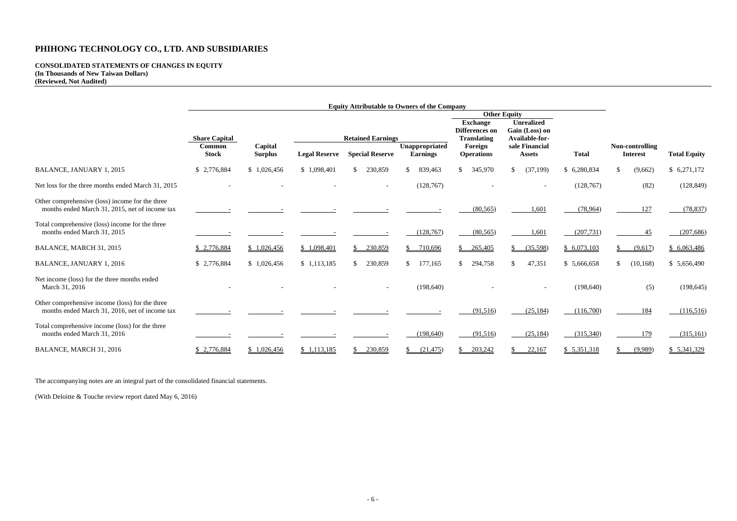# PHIHONG TECHNOLOGY CO., LTD. AND SUBSIDIARIES

**CONSOLIDATED STATEMENTS OF CHANGES IN EQUITY**
**(In Thousands of New Taiwan Dollars)**
**(Reviewed, Not Audited)**

| | Equity Attributable to Owners of the Company | | | | | | | | | |
|---|---|---|---|---|---|---|---|---|---|---|
| | | | | | | Other Equity | | | | |
| | Share Capital | | Retained Earnings | | | Exchange Differences on Translating | Unrealized Gain (Loss) on Available-for- | | | |
| | Common Stock | Capital Surplus | Legal Reserve | Special Reserve | Unappropriated Earnings | Foreign Operations | sale Financial Assets | Total | Non-controlling Interest | Total Equity |
| BALANCE, JANUARY 1, 2015 | $ 2,776,884 | $ 1,026,456 | $ 1,098,401 | $ 230,859 | $ 839,463 | $ 345,970 | $ (37,199) | $ 6,280,834 | $ (9,662) | $ 6,271,172 |
| Net loss for the three months ended March 31, 2015 | - | - | - | - | (128,767) | - | - | (128,767) | (82) | (128,849) |
| Other comprehensive (loss) income for the three months ended March 31, 2015, net of income tax | - | - | - | - | - | (80,565) | 1,601 | (78,964) | 127 | (78,837) |
| Total comprehensive (loss) income for the three months ended March 31, 2015 | - | - | - | - | (128,767) | (80,565) | 1,601 | (207,731) | 45 | (207,686) |
| BALANCE, MARCH 31, 2015 | $ 2,776,884 | $ 1,026,456 | $ 1,098,401 | $ 230,859 | $ 710,696 | $ 265,405 | $ (35,598) | $ 6,073,103 | $ (9,617) | $ 6,063,486 |
| BALANCE, JANUARY 1, 2016 | $ 2,776,884 | $ 1,026,456 | $ 1,113,185 | $ 230,859 | $ 177,165 | $ 294,758 | $ 47,351 | $ 5,666,658 | $ (10,168) | $ 5,656,490 |
| Net income (loss) for the three months ended March 31, 2016 | - | - | - | - | (198,640) | - | - | (198,640) | (5) | (198,645) |
| Other comprehensive income (loss) for the three months ended March 31, 2016, net of income tax | - | - | - | - | - | (91,516) | (25,184) | (116,700) | 184 | (116,516) |
| Total comprehensive income (loss) for the three months ended March 31, 2016 | - | - | - | - | (198,640) | (91,516) | (25,184) | (315,340) | 179 | (315,161) |
| BALANCE, MARCH 31, 2016 | $ 2,776,884 | $ 1,026,456 | $ 1,113,185 | $ 230,859 | $ (21,475) | $ 203,242 | $ 22,167 | $ 5,351,318 | $ (9,989) | $ 5,341,329 |

The accompanying notes are an integral part of the consolidated financial statements.

(With Deloitte & Touche review report dated May 6, 2016)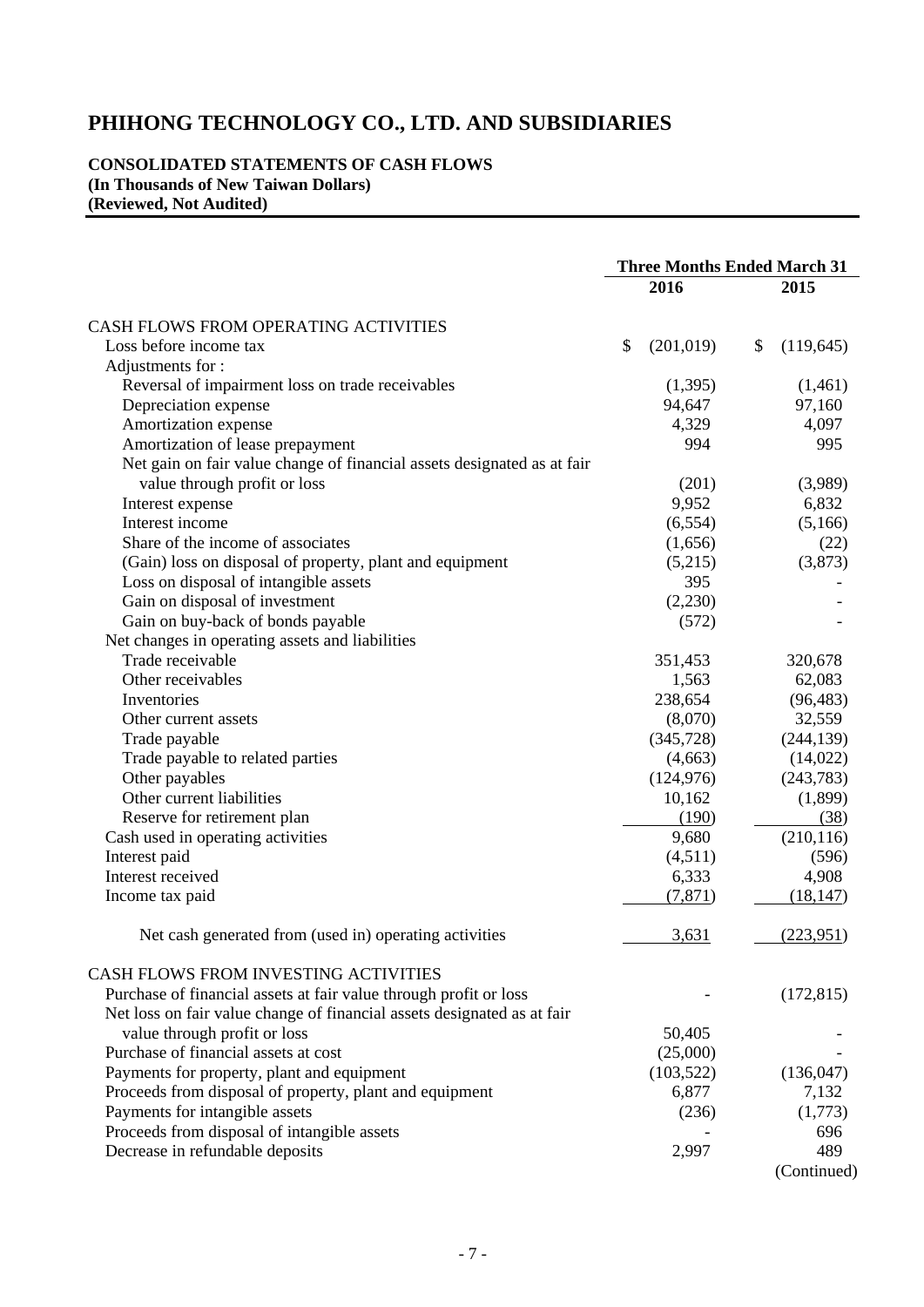# PHIHONG TECHNOLOGY CO., LTD. AND SUBSIDIARIES

**CONSOLIDATED STATEMENTS OF CASH FLOWS**
**(In Thousands of New Taiwan Dollars)**
**(Reviewed, Not Audited)**

| | Three Months Ended March 31 | |
|---|---|---|
| | 2016 | 2015 |
| CASH FLOWS FROM OPERATING ACTIVITIES | | |
| Loss before income tax | $ (201,019) | $ (119,645) |
| Adjustments for : | | |
| Reversal of impairment loss on trade receivables | (1,395) | (1,461) |
| Depreciation expense | 94,647 | 97,160 |
| Amortization expense | 4,329 | 4,097 |
| Amortization of lease prepayment | 994 | 995 |
| Net gain on fair value change of financial assets designated as at fair value through profit or loss | (201) | (3,989) |
| Interest expense | 9,952 | 6,832 |
| Interest income | (6,554) | (5,166) |
| Share of the income of associates | (1,656) | (22) |
| (Gain) loss on disposal of property, plant and equipment | (5,215) | (3,873) |
| Loss on disposal of intangible assets | 395 | - |
| Gain on disposal of investment | (2,230) | - |
| Gain on buy-back of bonds payable | (572) | - |
| Net changes in operating assets and liabilities | | |
| Trade receivable | 351,453 | 320,678 |
| Other receivables | 1,563 | 62,083 |
| Inventories | 238,654 | (96,483) |
| Other current assets | (8,070) | 32,559 |
| Trade payable | (345,728) | (244,139) |
| Trade payable to related parties | (4,663) | (14,022) |
| Other payables | (124,976) | (243,783) |
| Other current liabilities | 10,162 | (1,899) |
| Reserve for retirement plan | (190) | (38) |
| Cash used in operating activities | 9,680 | (210,116) |
| Interest paid | (4,511) | (596) |
| Interest received | 6,333 | 4,908 |
| Income tax paid | (7,871) | (18,147) |
| Net cash generated from (used in) operating activities | 3,631 | (223,951) |
| CASH FLOWS FROM INVESTING ACTIVITIES | | |
| Purchase of financial assets at fair value through profit or loss | - | (172,815) |
| Net loss on fair value change of financial assets designated as at fair value through profit or loss | 50,405 | - |
| Purchase of financial assets at cost | (25,000) | - |
| Payments for property, plant and equipment | (103,522) | (136,047) |
| Proceeds from disposal of property, plant and equipment | 6,877 | 7,132 |
| Payments for intangible assets | (236) | (1,773) |
| Proceeds from disposal of intangible assets | - | 696 |
| Decrease in refundable deposits | 2,997 | 489 |

(Continued)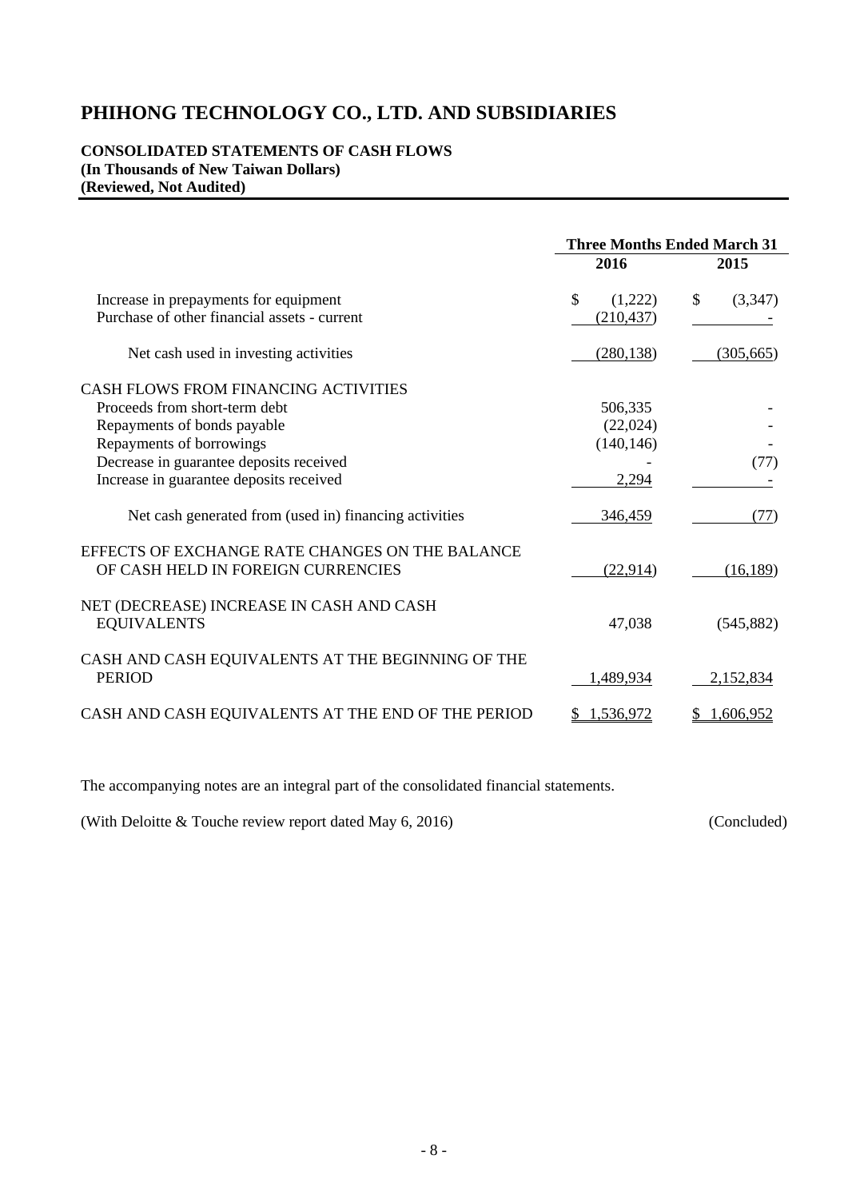# PHIHONG TECHNOLOGY CO., LTD. AND SUBSIDIARIES

**CONSOLIDATED STATEMENTS OF CASH FLOWS**
**(In Thousands of New Taiwan Dollars)**
**(Reviewed, Not Audited)**

| | Three Months Ended March 31 | |
|---|---|---|
| | 2016 | 2015 |
| Increase in prepayments for equipment | $ (1,222) | $ (3,347) |
| Purchase of other financial assets - current | (210,437) | - |
| Net cash used in investing activities | (280,138) | (305,665) |
| CASH FLOWS FROM FINANCING ACTIVITIES | | |
| Proceeds from short-term debt | 506,335 | - |
| Repayments of bonds payable | (22,024) | - |
| Repayments of borrowings | (140,146) | - |
| Decrease in guarantee deposits received | - | (77) |
| Increase in guarantee deposits received | 2,294 | - |
| Net cash generated from (used in) financing activities | 346,459 | (77) |
| EFFECTS OF EXCHANGE RATE CHANGES ON THE BALANCE OF CASH HELD IN FOREIGN CURRENCIES | (22,914) | (16,189) |
| NET (DECREASE) INCREASE IN CASH AND CASH EQUIVALENTS | 47,038 | (545,882) |
| CASH AND CASH EQUIVALENTS AT THE BEGINNING OF THE PERIOD | 1,489,934 | 2,152,834 |
| CASH AND CASH EQUIVALENTS AT THE END OF THE PERIOD | $ 1,536,972 | $ 1,606,952 |

The accompanying notes are an integral part of the consolidated financial statements.

(With Deloitte & Touche review report dated May 6, 2016) (Concluded)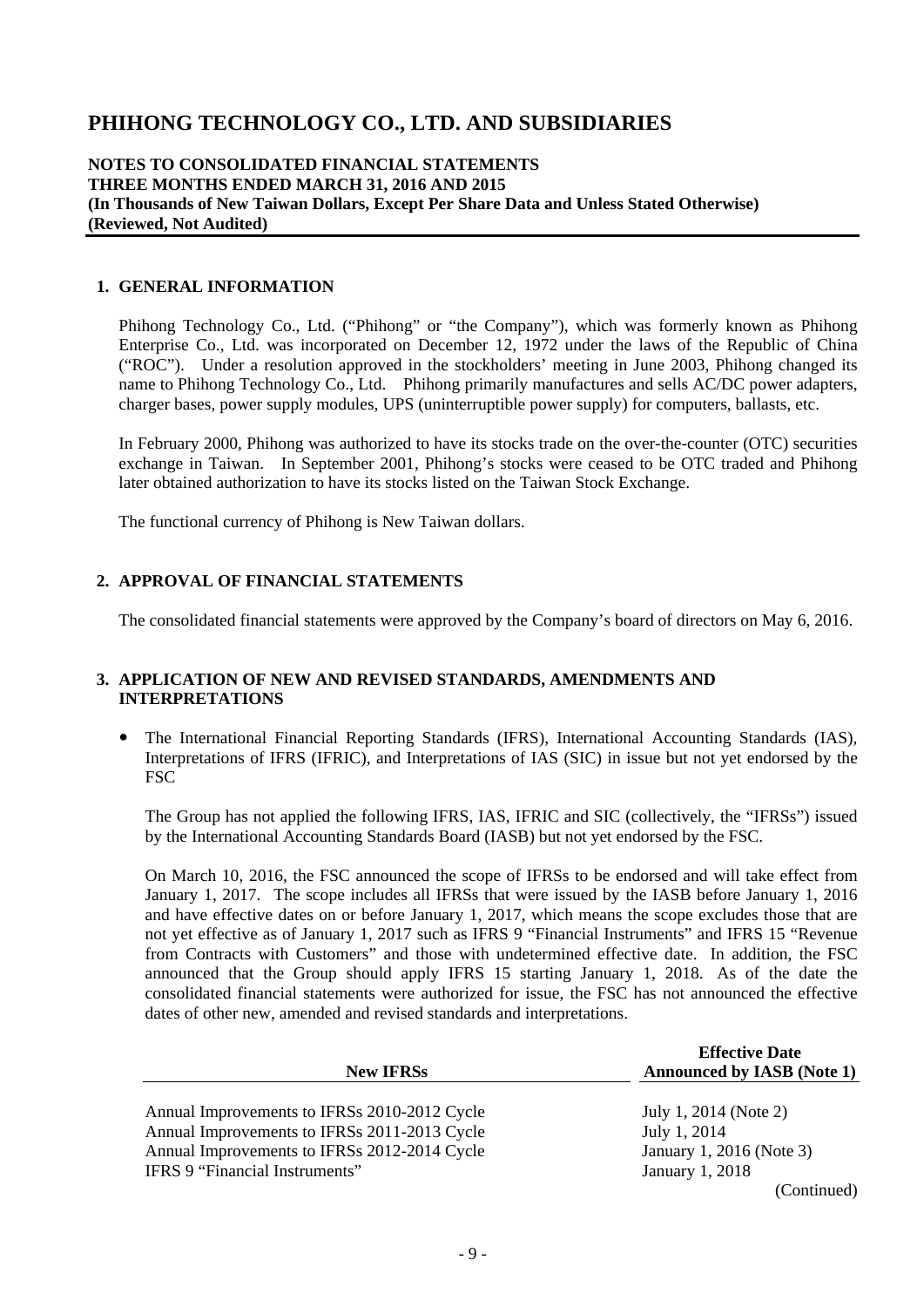# PHIHONG TECHNOLOGY CO., LTD. AND SUBSIDIARIES

**NOTES TO CONSOLIDATED FINANCIAL STATEMENTS**
**THREE MONTHS ENDED MARCH 31, 2016 AND 2015**
**(In Thousands of New Taiwan Dollars, Except Per Share Data and Unless Stated Otherwise)**
**(Reviewed, Not Audited)**

## 1. GENERAL INFORMATION

Phihong Technology Co., Ltd. ("Phihong" or "the Company"), which was formerly known as Phihong Enterprise Co., Ltd. was incorporated on December 12, 1972 under the laws of the Republic of China ("ROC"). Under a resolution approved in the stockholders' meeting in June 2003, Phihong changed its name to Phihong Technology Co., Ltd. Phihong primarily manufactures and sells AC/DC power adapters, charger bases, power supply modules, UPS (uninterruptible power supply) for computers, ballasts, etc.

In February 2000, Phihong was authorized to have its stocks trade on the over-the-counter (OTC) securities exchange in Taiwan. In September 2001, Phihong's stocks were ceased to be OTC traded and Phihong later obtained authorization to have its stocks listed on the Taiwan Stock Exchange.

The functional currency of Phihong is New Taiwan dollars.

## 2. APPROVAL OF FINANCIAL STATEMENTS

The consolidated financial statements were approved by the Company's board of directors on May 6, 2016.

## 3. APPLICATION OF NEW AND REVISED STANDARDS, AMENDMENTS AND INTERPRETATIONS

- The International Financial Reporting Standards (IFRS), International Accounting Standards (IAS), Interpretations of IFRS (IFRIC), and Interpretations of IAS (SIC) in issue but not yet endorsed by the FSC

  The Group has not applied the following IFRS, IAS, IFRIC and SIC (collectively, the "IFRSs") issued by the International Accounting Standards Board (IASB) but not yet endorsed by the FSC.

  On March 10, 2016, the FSC announced the scope of IFRSs to be endorsed and will take effect from January 1, 2017. The scope includes all IFRSs that were issued by the IASB before January 1, 2016 and have effective dates on or before January 1, 2017, which means the scope excludes those that are not yet effective as of January 1, 2017 such as IFRS 9 "Financial Instruments" and IFRS 15 "Revenue from Contracts with Customers" and those with undetermined effective date. In addition, the FSC announced that the Group should apply IFRS 15 starting January 1, 2018. As of the date the consolidated financial statements were authorized for issue, the FSC has not announced the effective dates of other new, amended and revised standards and interpretations.

| New IFRSs | Effective Date Announced by IASB (Note 1) |
|---|---|
| Annual Improvements to IFRSs 2010-2012 Cycle | July 1, 2014 (Note 2) |
| Annual Improvements to IFRSs 2011-2013 Cycle | July 1, 2014 |
| Annual Improvements to IFRSs 2012-2014 Cycle | January 1, 2016 (Note 3) |
| IFRS 9 "Financial Instruments" | January 1, 2018 |

(Continued)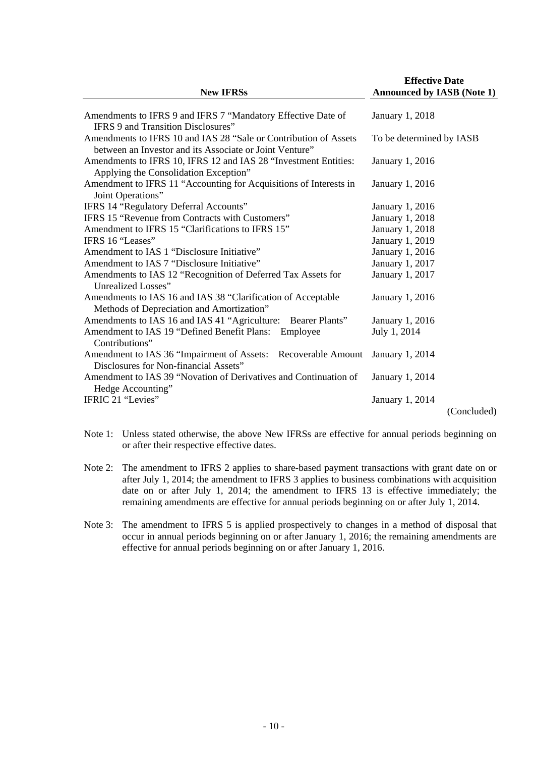| New IFRSs | Effective Date Announced by IASB (Note 1) |
|---|---|
| Amendments to IFRS 9 and IFRS 7 "Mandatory Effective Date of IFRS 9 and Transition Disclosures" | January 1, 2018 |
| Amendments to IFRS 10 and IAS 28 "Sale or Contribution of Assets between an Investor and its Associate or Joint Venture" | To be determined by IASB |
| Amendments to IFRS 10, IFRS 12 and IAS 28 "Investment Entities: Applying the Consolidation Exception" | January 1, 2016 |
| Amendment to IFRS 11 "Accounting for Acquisitions of Interests in Joint Operations" | January 1, 2016 |
| IFRS 14 "Regulatory Deferral Accounts" | January 1, 2016 |
| IFRS 15 "Revenue from Contracts with Customers" | January 1, 2018 |
| Amendment to IFRS 15 "Clarifications to IFRS 15" | January 1, 2018 |
| IFRS 16 "Leases" | January 1, 2019 |
| Amendment to IAS 1 "Disclosure Initiative" | January 1, 2016 |
| Amendment to IAS 7 "Disclosure Initiative" | January 1, 2017 |
| Amendments to IAS 12 "Recognition of Deferred Tax Assets for Unrealized Losses" | January 1, 2017 |
| Amendments to IAS 16 and IAS 38 "Clarification of Acceptable Methods of Depreciation and Amortization" | January 1, 2016 |
| Amendments to IAS 16 and IAS 41 "Agriculture: Bearer Plants" | January 1, 2016 |
| Amendment to IAS 19 "Defined Benefit Plans: Employee Contributions" | July 1, 2014 |
| Amendment to IAS 36 "Impairment of Assets: Recoverable Amount Disclosures for Non-financial Assets" | January 1, 2014 |
| Amendment to IAS 39 "Novation of Derivatives and Continuation of Hedge Accounting" | January 1, 2014 |
| IFRIC 21 "Levies" | January 1, 2014 |

(Concluded)

Note 1: Unless stated otherwise, the above New IFRSs are effective for annual periods beginning on or after their respective effective dates.

Note 2: The amendment to IFRS 2 applies to share-based payment transactions with grant date on or after July 1, 2014; the amendment to IFRS 3 applies to business combinations with acquisition date on or after July 1, 2014; the amendment to IFRS 13 is effective immediately; the remaining amendments are effective for annual periods beginning on or after July 1, 2014.

Note 3: The amendment to IFRS 5 is applied prospectively to changes in a method of disposal that occur in annual periods beginning on or after January 1, 2016; the remaining amendments are effective for annual periods beginning on or after January 1, 2016.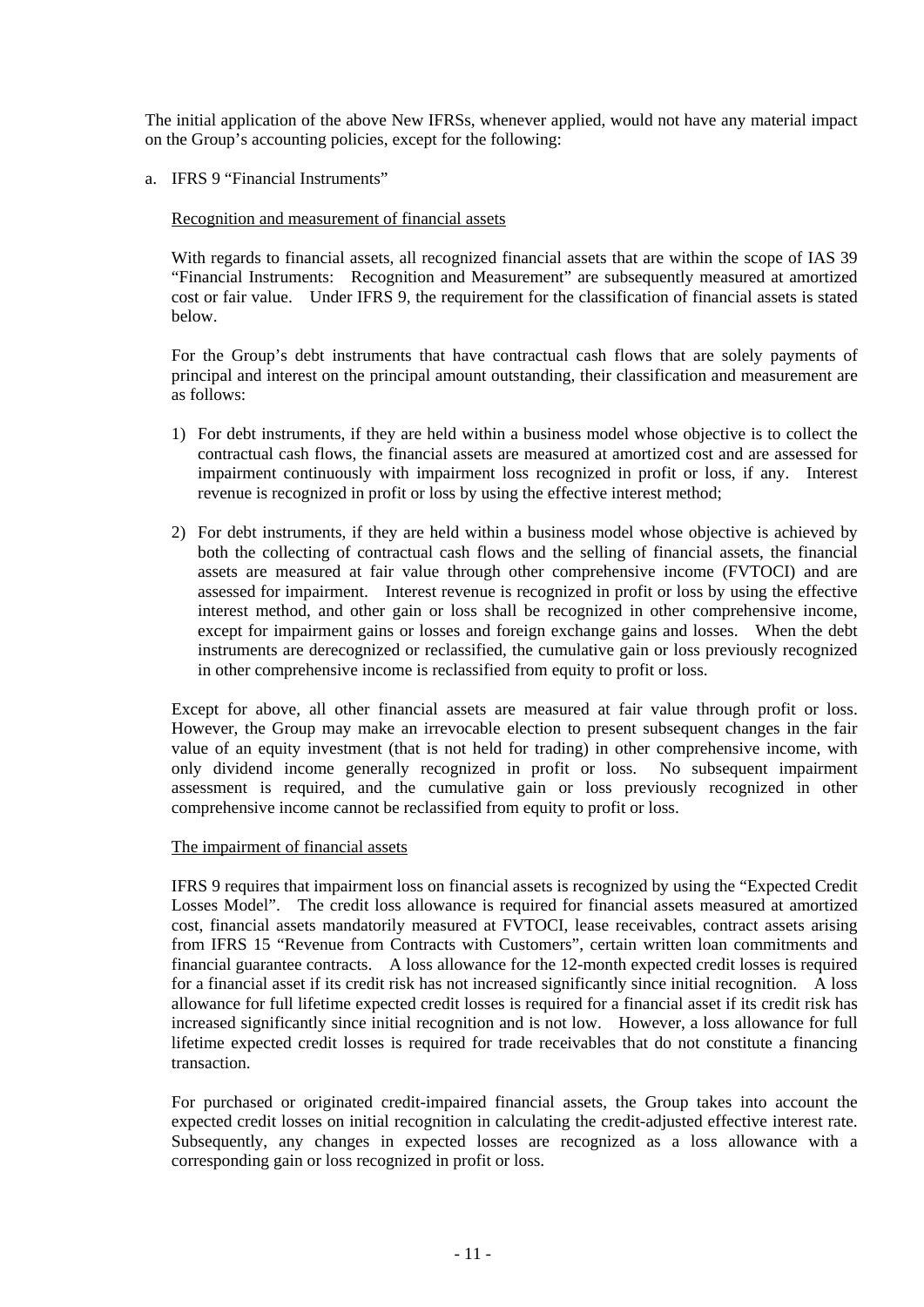The initial application of the above New IFRSs, whenever applied, would not have any material impact on the Group's accounting policies, except for the following:

a. IFRS 9 "Financial Instruments"

Recognition and measurement of financial assets

With regards to financial assets, all recognized financial assets that are within the scope of IAS 39 "Financial Instruments: Recognition and Measurement" are subsequently measured at amortized cost or fair value. Under IFRS 9, the requirement for the classification of financial assets is stated below.

For the Group's debt instruments that have contractual cash flows that are solely payments of principal and interest on the principal amount outstanding, their classification and measurement are as follows:

1) For debt instruments, if they are held within a business model whose objective is to collect the contractual cash flows, the financial assets are measured at amortized cost and are assessed for impairment continuously with impairment loss recognized in profit or loss, if any. Interest revenue is recognized in profit or loss by using the effective interest method;

2) For debt instruments, if they are held within a business model whose objective is achieved by both the collecting of contractual cash flows and the selling of financial assets, the financial assets are measured at fair value through other comprehensive income (FVTOCI) and are assessed for impairment. Interest revenue is recognized in profit or loss by using the effective interest method, and other gain or loss shall be recognized in other comprehensive income, except for impairment gains or losses and foreign exchange gains and losses. When the debt instruments are derecognized or reclassified, the cumulative gain or loss previously recognized in other comprehensive income is reclassified from equity to profit or loss.

Except for above, all other financial assets are measured at fair value through profit or loss. However, the Group may make an irrevocable election to present subsequent changes in the fair value of an equity investment (that is not held for trading) in other comprehensive income, with only dividend income generally recognized in profit or loss. No subsequent impairment assessment is required, and the cumulative gain or loss previously recognized in other comprehensive income cannot be reclassified from equity to profit or loss.

The impairment of financial assets

IFRS 9 requires that impairment loss on financial assets is recognized by using the "Expected Credit Losses Model". The credit loss allowance is required for financial assets measured at amortized cost, financial assets mandatorily measured at FVTOCI, lease receivables, contract assets arising from IFRS 15 "Revenue from Contracts with Customers", certain written loan commitments and financial guarantee contracts. A loss allowance for the 12-month expected credit losses is required for a financial asset if its credit risk has not increased significantly since initial recognition. A loss allowance for full lifetime expected credit losses is required for a financial asset if its credit risk has increased significantly since initial recognition and is not low. However, a loss allowance for full lifetime expected credit losses is required for trade receivables that do not constitute a financing transaction.

For purchased or originated credit-impaired financial assets, the Group takes into account the expected credit losses on initial recognition in calculating the credit-adjusted effective interest rate. Subsequently, any changes in expected losses are recognized as a loss allowance with a corresponding gain or loss recognized in profit or loss.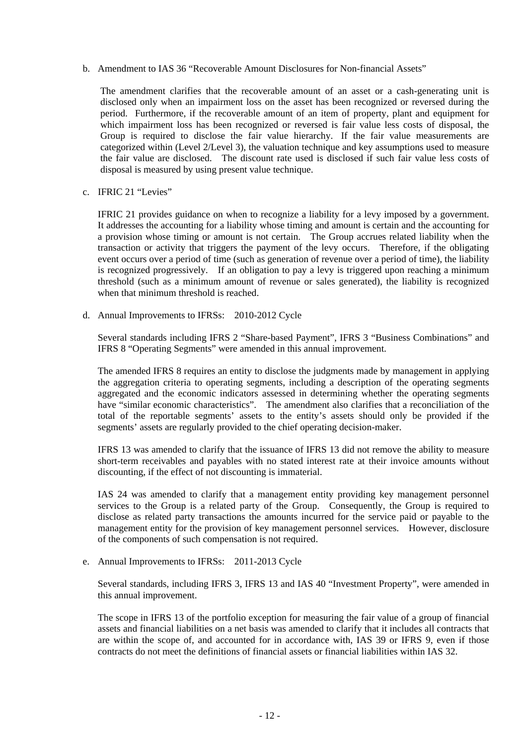b. Amendment to IAS 36 "Recoverable Amount Disclosures for Non-financial Assets"

   The amendment clarifies that the recoverable amount of an asset or a cash-generating unit is disclosed only when an impairment loss on the asset has been recognized or reversed during the period. Furthermore, if the recoverable amount of an item of property, plant and equipment for which impairment loss has been recognized or reversed is fair value less costs of disposal, the Group is required to disclose the fair value hierarchy. If the fair value measurements are categorized within (Level 2/Level 3), the valuation technique and key assumptions used to measure the fair value are disclosed. The discount rate used is disclosed if such fair value less costs of disposal is measured by using present value technique.

c. IFRIC 21 "Levies"

   IFRIC 21 provides guidance on when to recognize a liability for a levy imposed by a government. It addresses the accounting for a liability whose timing and amount is certain and the accounting for a provision whose timing or amount is not certain. The Group accrues related liability when the transaction or activity that triggers the payment of the levy occurs. Therefore, if the obligating event occurs over a period of time (such as generation of revenue over a period of time), the liability is recognized progressively. If an obligation to pay a levy is triggered upon reaching a minimum threshold (such as a minimum amount of revenue or sales generated), the liability is recognized when that minimum threshold is reached.

d. Annual Improvements to IFRSs: 2010-2012 Cycle

   Several standards including IFRS 2 "Share-based Payment", IFRS 3 "Business Combinations" and IFRS 8 "Operating Segments" were amended in this annual improvement.

   The amended IFRS 8 requires an entity to disclose the judgments made by management in applying the aggregation criteria to operating segments, including a description of the operating segments aggregated and the economic indicators assessed in determining whether the operating segments have "similar economic characteristics". The amendment also clarifies that a reconciliation of the total of the reportable segments' assets to the entity's assets should only be provided if the segments' assets are regularly provided to the chief operating decision-maker.

   IFRS 13 was amended to clarify that the issuance of IFRS 13 did not remove the ability to measure short-term receivables and payables with no stated interest rate at their invoice amounts without discounting, if the effect of not discounting is immaterial.

   IAS 24 was amended to clarify that a management entity providing key management personnel services to the Group is a related party of the Group. Consequently, the Group is required to disclose as related party transactions the amounts incurred for the service paid or payable to the management entity for the provision of key management personnel services. However, disclosure of the components of such compensation is not required.

e. Annual Improvements to IFRSs: 2011-2013 Cycle

   Several standards, including IFRS 3, IFRS 13 and IAS 40 "Investment Property", were amended in this annual improvement.

   The scope in IFRS 13 of the portfolio exception for measuring the fair value of a group of financial assets and financial liabilities on a net basis was amended to clarify that it includes all contracts that are within the scope of, and accounted for in accordance with, IAS 39 or IFRS 9, even if those contracts do not meet the definitions of financial assets or financial liabilities within IAS 32.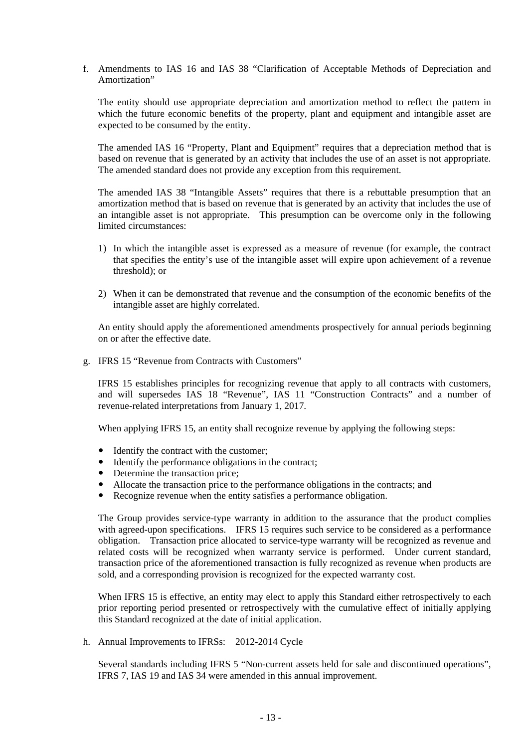f. Amendments to IAS 16 and IAS 38 "Clarification of Acceptable Methods of Depreciation and Amortization"

The entity should use appropriate depreciation and amortization method to reflect the pattern in which the future economic benefits of the property, plant and equipment and intangible asset are expected to be consumed by the entity.

The amended IAS 16 "Property, Plant and Equipment" requires that a depreciation method that is based on revenue that is generated by an activity that includes the use of an asset is not appropriate. The amended standard does not provide any exception from this requirement.

The amended IAS 38 "Intangible Assets" requires that there is a rebuttable presumption that an amortization method that is based on revenue that is generated by an activity that includes the use of an intangible asset is not appropriate. This presumption can be overcome only in the following limited circumstances:

1) In which the intangible asset is expressed as a measure of revenue (for example, the contract that specifies the entity's use of the intangible asset will expire upon achievement of a revenue threshold); or

2) When it can be demonstrated that revenue and the consumption of the economic benefits of the intangible asset are highly correlated.

An entity should apply the aforementioned amendments prospectively for annual periods beginning on or after the effective date.

g. IFRS 15 "Revenue from Contracts with Customers"

IFRS 15 establishes principles for recognizing revenue that apply to all contracts with customers, and will supersedes IAS 18 "Revenue", IAS 11 "Construction Contracts" and a number of revenue-related interpretations from January 1, 2017.

When applying IFRS 15, an entity shall recognize revenue by applying the following steps:

- Identify the contract with the customer;
- Identify the performance obligations in the contract;
- Determine the transaction price;
- Allocate the transaction price to the performance obligations in the contracts; and
- Recognize revenue when the entity satisfies a performance obligation.

The Group provides service-type warranty in addition to the assurance that the product complies with agreed-upon specifications. IFRS 15 requires such service to be considered as a performance obligation. Transaction price allocated to service-type warranty will be recognized as revenue and related costs will be recognized when warranty service is performed. Under current standard, transaction price of the aforementioned transaction is fully recognized as revenue when products are sold, and a corresponding provision is recognized for the expected warranty cost.

When IFRS 15 is effective, an entity may elect to apply this Standard either retrospectively to each prior reporting period presented or retrospectively with the cumulative effect of initially applying this Standard recognized at the date of initial application.

h. Annual Improvements to IFRSs: 2012-2014 Cycle

Several standards including IFRS 5 "Non-current assets held for sale and discontinued operations", IFRS 7, IAS 19 and IAS 34 were amended in this annual improvement.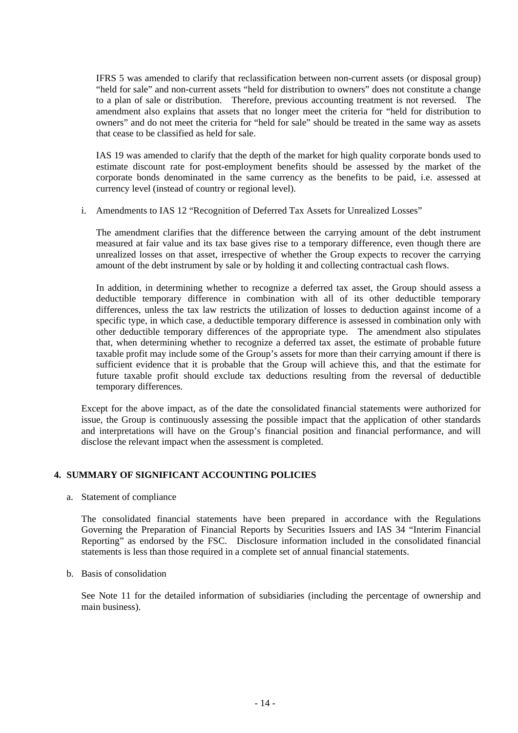IFRS 5 was amended to clarify that reclassification between non-current assets (or disposal group) "held for sale" and non-current assets "held for distribution to owners" does not constitute a change to a plan of sale or distribution. Therefore, previous accounting treatment is not reversed. The amendment also explains that assets that no longer meet the criteria for "held for distribution to owners" and do not meet the criteria for "held for sale" should be treated in the same way as assets that cease to be classified as held for sale.

IAS 19 was amended to clarify that the depth of the market for high quality corporate bonds used to estimate discount rate for post-employment benefits should be assessed by the market of the corporate bonds denominated in the same currency as the benefits to be paid, i.e. assessed at currency level (instead of country or regional level).

i. Amendments to IAS 12 "Recognition of Deferred Tax Assets for Unrealized Losses"

The amendment clarifies that the difference between the carrying amount of the debt instrument measured at fair value and its tax base gives rise to a temporary difference, even though there are unrealized losses on that asset, irrespective of whether the Group expects to recover the carrying amount of the debt instrument by sale or by holding it and collecting contractual cash flows.

In addition, in determining whether to recognize a deferred tax asset, the Group should assess a deductible temporary difference in combination with all of its other deductible temporary differences, unless the tax law restricts the utilization of losses to deduction against income of a specific type, in which case, a deductible temporary difference is assessed in combination only with other deductible temporary differences of the appropriate type. The amendment also stipulates that, when determining whether to recognize a deferred tax asset, the estimate of probable future taxable profit may include some of the Group's assets for more than their carrying amount if there is sufficient evidence that it is probable that the Group will achieve this, and that the estimate for future taxable profit should exclude tax deductions resulting from the reversal of deductible temporary differences.

Except for the above impact, as of the date the consolidated financial statements were authorized for issue, the Group is continuously assessing the possible impact that the application of other standards and interpretations will have on the Group's financial position and financial performance, and will disclose the relevant impact when the assessment is completed.

## 4. SUMMARY OF SIGNIFICANT ACCOUNTING POLICIES

a. Statement of compliance

The consolidated financial statements have been prepared in accordance with the Regulations Governing the Preparation of Financial Reports by Securities Issuers and IAS 34 "Interim Financial Reporting" as endorsed by the FSC. Disclosure information included in the consolidated financial statements is less than those required in a complete set of annual financial statements.

b. Basis of consolidation

See Note 11 for the detailed information of subsidiaries (including the percentage of ownership and main business).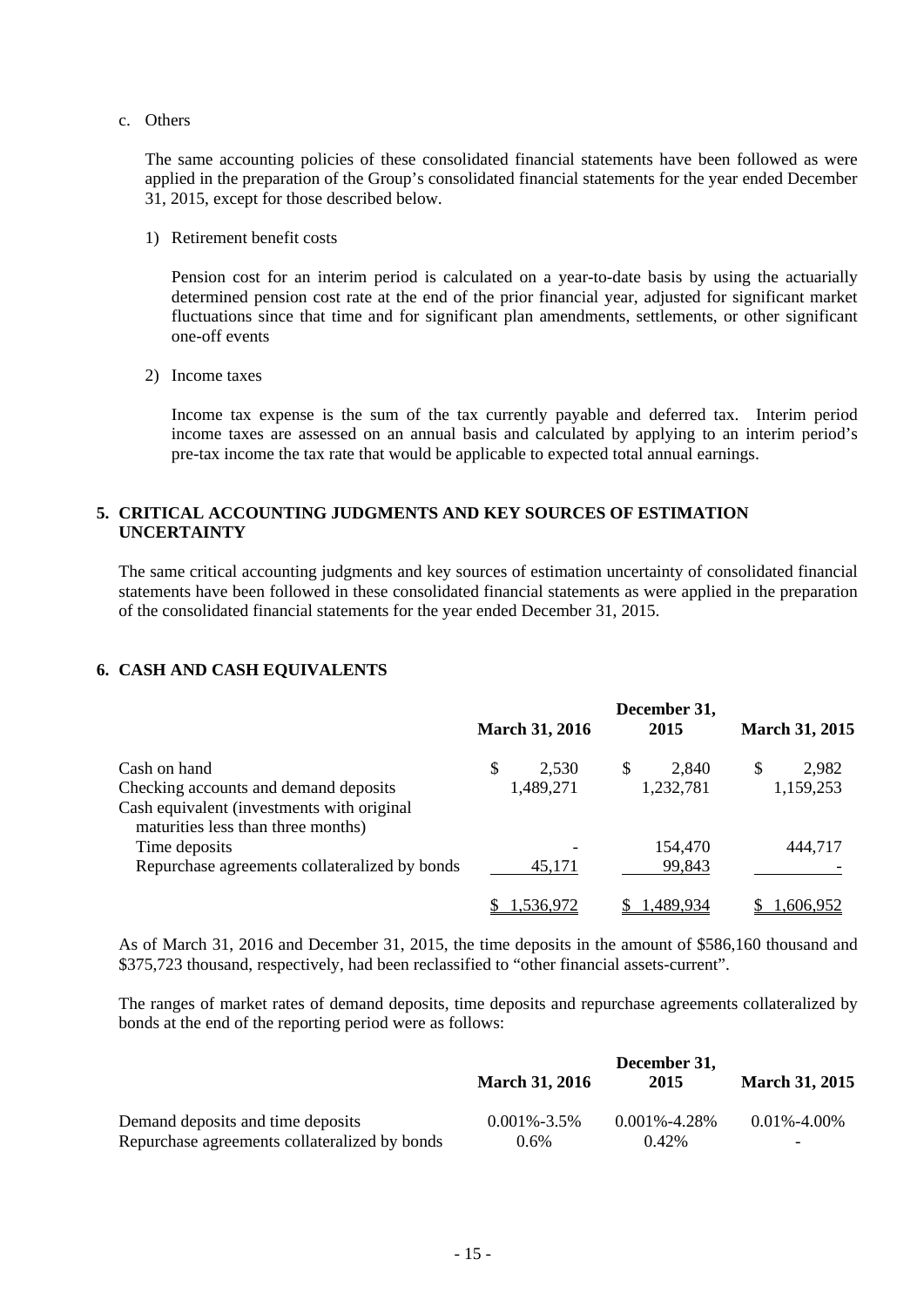c. Others

The same accounting policies of these consolidated financial statements have been followed as were applied in the preparation of the Group's consolidated financial statements for the year ended December 31, 2015, except for those described below.

1) Retirement benefit costs

Pension cost for an interim period is calculated on a year-to-date basis by using the actuarially determined pension cost rate at the end of the prior financial year, adjusted for significant market fluctuations since that time and for significant plan amendments, settlements, or other significant one-off events

2) Income taxes

Income tax expense is the sum of the tax currently payable and deferred tax. Interim period income taxes are assessed on an annual basis and calculated by applying to an interim period's pre-tax income the tax rate that would be applicable to expected total annual earnings.

## 5. CRITICAL ACCOUNTING JUDGMENTS AND KEY SOURCES OF ESTIMATION UNCERTAINTY

The same critical accounting judgments and key sources of estimation uncertainty of consolidated financial statements have been followed in these consolidated financial statements as were applied in the preparation of the consolidated financial statements for the year ended December 31, 2015.

## 6. CASH AND CASH EQUIVALENTS

| | March 31, 2016 | December 31, 2015 | March 31, 2015 |
|---|---|---|---|
| Cash on hand | $ 2,530 | $ 2,840 | $ 2,982 |
| Checking accounts and demand deposits | 1,489,271 | 1,232,781 | 1,159,253 |
| Cash equivalent (investments with original maturities less than three months) | | | |
| Time deposits | - | 154,470 | 444,717 |
| Repurchase agreements collateralized by bonds | 45,171 | 99,843 | - |
| | $ 1,536,972 | $ 1,489,934 | $ 1,606,952 |

As of March 31, 2016 and December 31, 2015, the time deposits in the amount of $586,160 thousand and $375,723 thousand, respectively, had been reclassified to "other financial assets-current".

The ranges of market rates of demand deposits, time deposits and repurchase agreements collateralized by bonds at the end of the reporting period were as follows:

| | March 31, 2016 | December 31, 2015 | March 31, 2015 |
|---|---|---|---|
| Demand deposits and time deposits | 0.001%-3.5% | 0.001%-4.28% | 0.01%-4.00% |
| Repurchase agreements collateralized by bonds | 0.6% | 0.42% | - |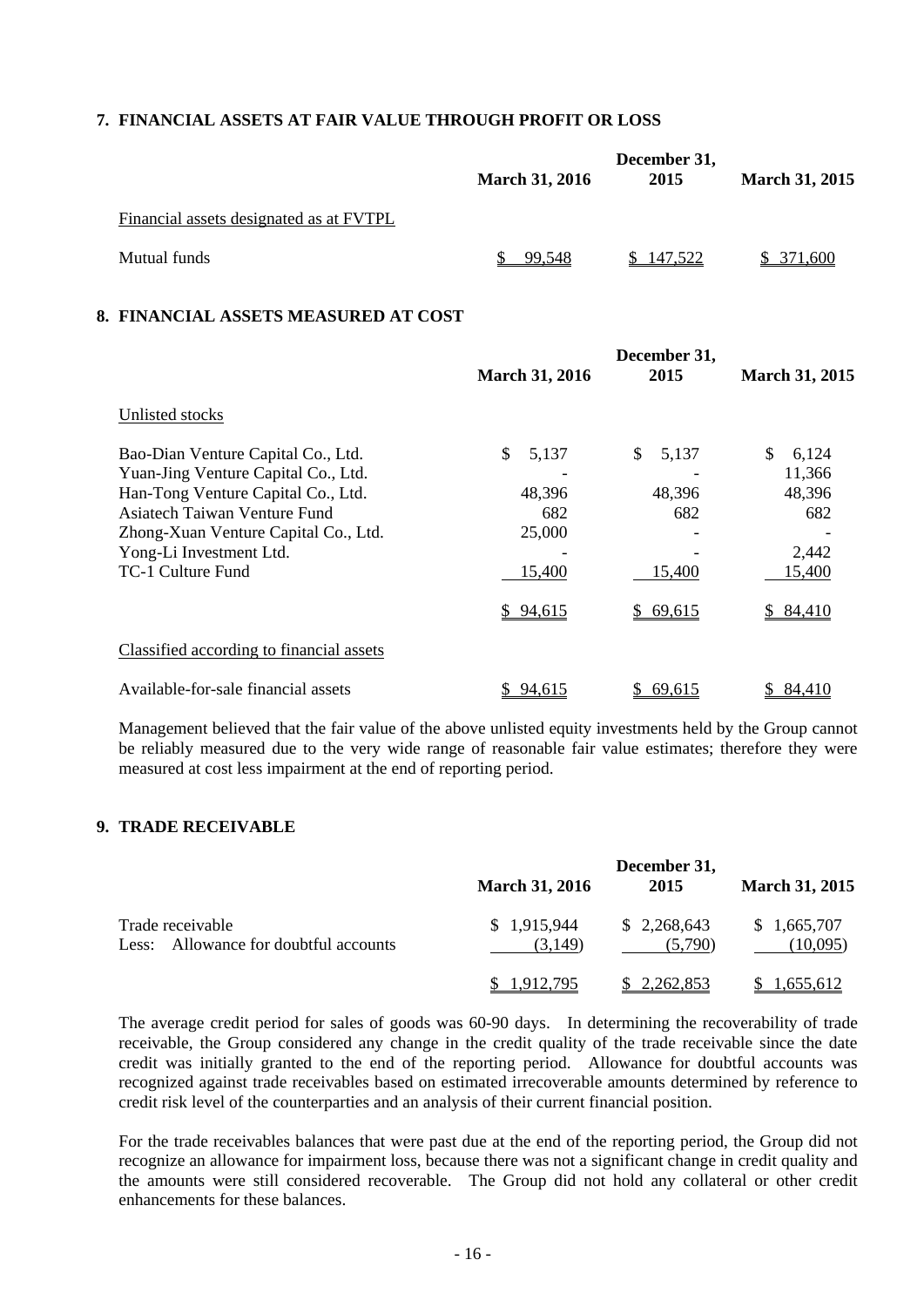## 7. FINANCIAL ASSETS AT FAIR VALUE THROUGH PROFIT OR LOSS

| | March 31, 2016 | December 31, 2015 | March 31, 2015 |
|---|---|---|---|
| Financial assets designated as at FVTPL | | | |
| Mutual funds | $ 99,548 | $ 147,522 | $ 371,600 |

## 8. FINANCIAL ASSETS MEASURED AT COST

| | March 31, 2016 | December 31, 2015 | March 31, 2015 |
|---|---|---|---|
| Unlisted stocks | | | |
| Bao-Dian Venture Capital Co., Ltd. | $ 5,137 | $ 5,137 | $ 6,124 |
| Yuan-Jing Venture Capital Co., Ltd. | - | - | 11,366 |
| Han-Tong Venture Capital Co., Ltd. | 48,396 | 48,396 | 48,396 |
| Asiatech Taiwan Venture Fund | 682 | 682 | 682 |
| Zhong-Xuan Venture Capital Co., Ltd. | 25,000 | - | - |
| Yong-Li Investment Ltd. | - | - | 2,442 |
| TC-1 Culture Fund | 15,400 | 15,400 | 15,400 |
| | $ 94,615 | $ 69,615 | $ 84,410 |
| Classified according to financial assets | | | |
| Available-for-sale financial assets | $ 94,615 | $ 69,615 | $ 84,410 |

Management believed that the fair value of the above unlisted equity investments held by the Group cannot be reliably measured due to the very wide range of reasonable fair value estimates; therefore they were measured at cost less impairment at the end of reporting period.

## 9. TRADE RECEIVABLE

| | March 31, 2016 | December 31, 2015 | March 31, 2015 |
|---|---|---|---|
| Trade receivable | $ 1,915,944 | $ 2,268,643 | $ 1,665,707 |
| Less: Allowance for doubtful accounts | (3,149) | (5,790) | (10,095) |
| | $ 1,912,795 | $ 2,262,853 | $ 1,655,612 |

The average credit period for sales of goods was 60-90 days. In determining the recoverability of trade receivable, the Group considered any change in the credit quality of the trade receivable since the date credit was initially granted to the end of the reporting period. Allowance for doubtful accounts was recognized against trade receivables based on estimated irrecoverable amounts determined by reference to credit risk level of the counterparties and an analysis of their current financial position.

For the trade receivables balances that were past due at the end of the reporting period, the Group did not recognize an allowance for impairment loss, because there was not a significant change in credit quality and the amounts were still considered recoverable. The Group did not hold any collateral or other credit enhancements for these balances.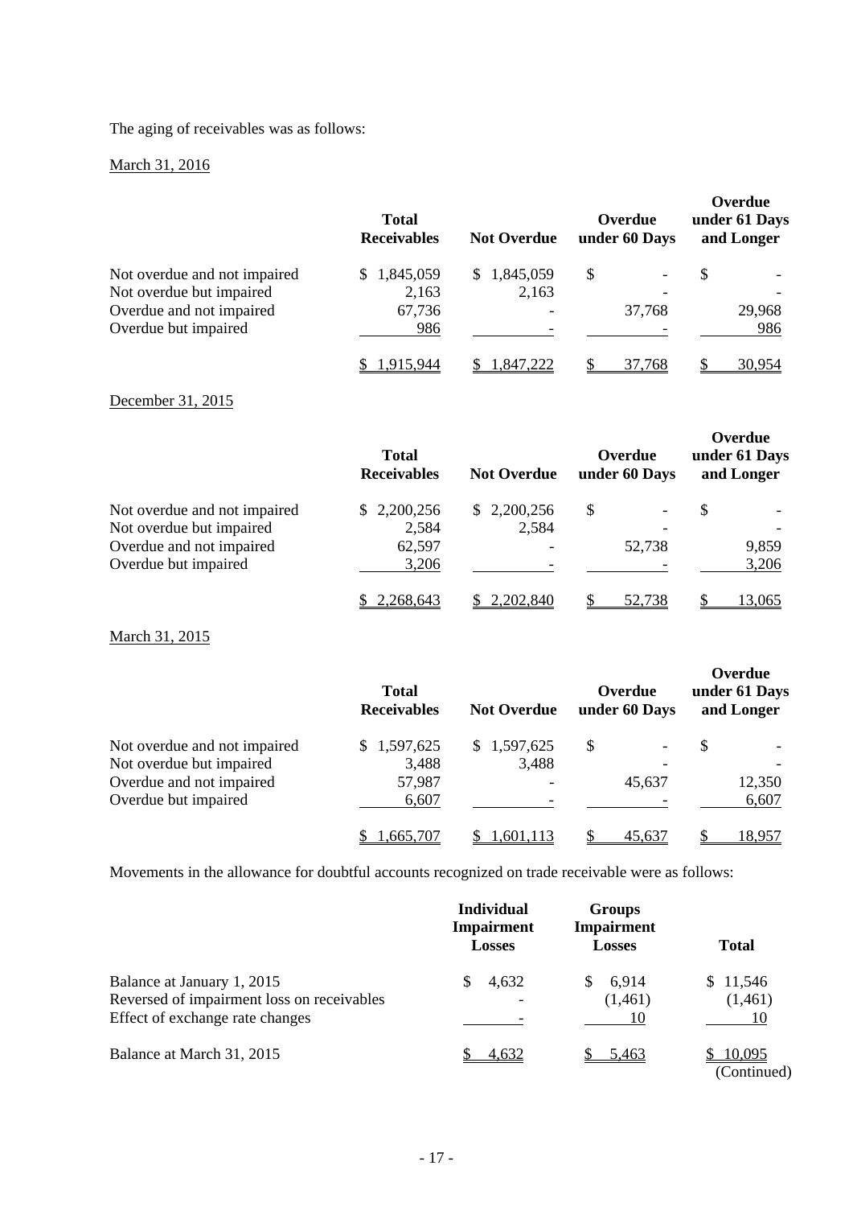The aging of receivables was as follows:

March 31, 2016

| | Total Receivables | Not Overdue | Overdue under 60 Days | Overdue under 61 Days and Longer |
|---|---|---|---|---|
| Not overdue and not impaired | $ 1,845,059 | $ 1,845,059 | $ - | $ - |
| Not overdue but impaired | 2,163 | 2,163 | - | - |
| Overdue and not impaired | 67,736 | - | 37,768 | 29,968 |
| Overdue but impaired | 986 | - | - | 986 |
| | $ 1,915,944 | $ 1,847,222 | $ 37,768 | $ 30,954 |

December 31, 2015

| | Total Receivables | Not Overdue | Overdue under 60 Days | Overdue under 61 Days and Longer |
|---|---|---|---|---|
| Not overdue and not impaired | $ 2,200,256 | $ 2,200,256 | $ - | $ - |
| Not overdue but impaired | 2,584 | 2,584 | - | - |
| Overdue and not impaired | 62,597 | - | 52,738 | 9,859 |
| Overdue but impaired | 3,206 | - | - | 3,206 |
| | $ 2,268,643 | $ 2,202,840 | $ 52,738 | $ 13,065 |

March 31, 2015

| | Total Receivables | Not Overdue | Overdue under 60 Days | Overdue under 61 Days and Longer |
|---|---|---|---|---|
| Not overdue and not impaired | $ 1,597,625 | $ 1,597,625 | $ - | $ - |
| Not overdue but impaired | 3,488 | 3,488 | - | - |
| Overdue and not impaired | 57,987 | - | 45,637 | 12,350 |
| Overdue but impaired | 6,607 | - | - | 6,607 |
| | $ 1,665,707 | $ 1,601,113 | $ 45,637 | $ 18,957 |

Movements in the allowance for doubtful accounts recognized on trade receivable were as follows:

| | Individual Impairment Losses | Groups Impairment Losses | Total |
|---|---|---|---|
| Balance at January 1, 2015 | $ 4,632 | $ 6,914 | $ 11,546 |
| Reversed of impairment loss on receivables | - | (1,461) | (1,461) |
| Effect of exchange rate changes | - | 10 | 10 |
| Balance at March 31, 2015 | $ 4,632 | $ 5,463 | $ 10,095 |

(Continued)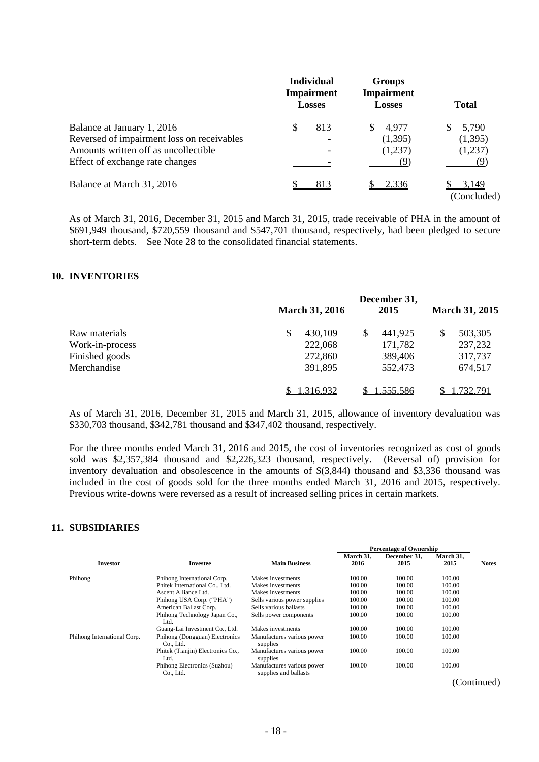| | Individual Impairment Losses | Groups Impairment Losses | Total |
|---|---|---|---|
| Balance at January 1, 2016 | $ 813 | $ 4,977 | $ 5,790 |
| Reversed of impairment loss on receivables | - | (1,395) | (1,395) |
| Amounts written off as uncollectible | - | (1,237) | (1,237) |
| Effect of exchange rate changes | - | (9) | (9) |
| Balance at March 31, 2016 | $ 813 | $ 2,336 | $ 3,149 |

(Concluded)

As of March 31, 2016, December 31, 2015 and March 31, 2015, trade receivable of PHA in the amount of $691,949 thousand, $720,559 thousand and $547,701 thousand, respectively, had been pledged to secure short-term debts. See Note 28 to the consolidated financial statements.

## 10. INVENTORIES

| | March 31, 2016 | December 31, 2015 | March 31, 2015 |
|---|---|---|---|
| Raw materials | $ 430,109 | $ 441,925 | $ 503,305 |
| Work-in-process | 222,068 | 171,782 | 237,232 |
| Finished goods | 272,860 | 389,406 | 317,737 |
| Merchandise | 391,895 | 552,473 | 674,517 |
| | $ 1,316,932 | $ 1,555,586 | $ 1,732,791 |

As of March 31, 2016, December 31, 2015 and March 31, 2015, allowance of inventory devaluation was $330,703 thousand, $342,781 thousand and $347,402 thousand, respectively.

For the three months ended March 31, 2016 and 2015, the cost of inventories recognized as cost of goods sold was $2,357,384 thousand and $2,226,323 thousand, respectively. (Reversal of) provision for inventory devaluation and obsolescence in the amounts of $(3,844) thousand and $3,336 thousand was included in the cost of goods sold for the three months ended March 31, 2016 and 2015, respectively. Previous write-downs were reversed as a result of increased selling prices in certain markets.

## 11. SUBSIDIARIES

| Investor | Investee | Main Business | Percentage of Ownership March 31, 2016 | December 31, 2015 | March 31, 2015 | Notes |
|---|---|---|---|---|---|---|
| Phihong | Phihong International Corp. | Makes investments | 100.00 | 100.00 | 100.00 | |
| | Phitek International Co., Ltd. | Makes investments | 100.00 | 100.00 | 100.00 | |
| | Ascent Alliance Ltd. | Makes investments | 100.00 | 100.00 | 100.00 | |
| | Phihong USA Corp. ("PHA") | Sells various power supplies | 100.00 | 100.00 | 100.00 | |
| | American Ballast Corp. | Sells various ballasts | 100.00 | 100.00 | 100.00 | |
| | Phihong Technology Japan Co., Ltd. | Sells power components | 100.00 | 100.00 | 100.00 | |
| | Guang-Lai Investment Co., Ltd. | Makes investments | 100.00 | 100.00 | 100.00 | |
| Phihong International Corp. | Phihong (Dongguan) Electronics Co., Ltd. | Manufactures various power supplies | 100.00 | 100.00 | 100.00 | |
| | Phitek (Tianjin) Electronics Co., Ltd. | Manufactures various power supplies | 100.00 | 100.00 | 100.00 | |
| | Phihong Electronics (Suzhou) Co., Ltd. | Manufactures various power supplies and ballasts | 100.00 | 100.00 | 100.00 | |

(Continued)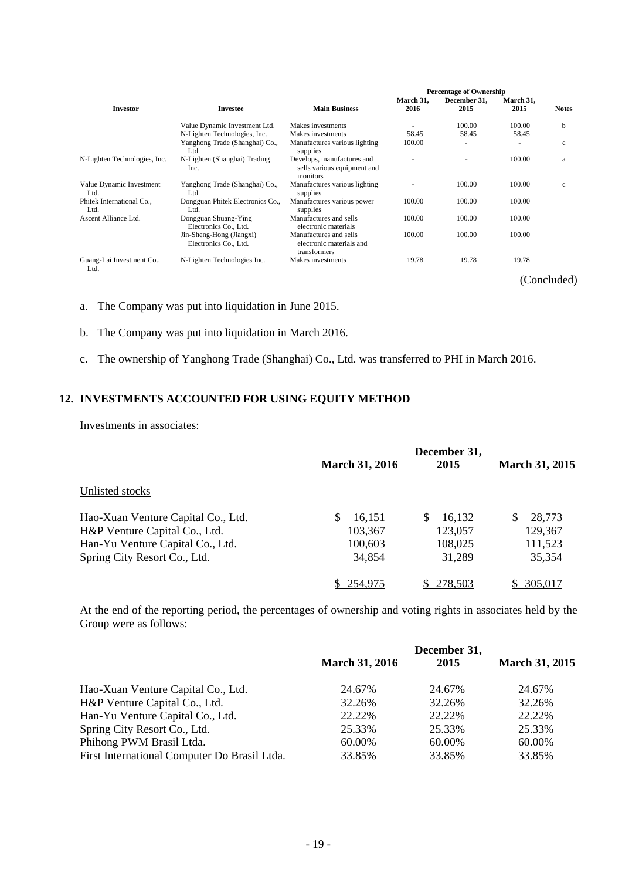| Investor | Investee | Main Business | Percentage of Ownership March 31, 2016 | December 31, 2015 | March 31, 2015 | Notes |
|---|---|---|---|---|---|---|
| | Value Dynamic Investment Ltd. | Makes investments | - | 100.00 | 100.00 | b |
| | N-Lighten Technologies, Inc. | Makes investments | 58.45 | 58.45 | 58.45 | |
| | Yanghong Trade (Shanghai) Co., Ltd. | Manufactures various lighting supplies | 100.00 | - | - | c |
| N-Lighten Technologies, Inc. | N-Lighten (Shanghai) Trading Inc. | Develops, manufactures and sells various equipment and monitors | - | - | 100.00 | a |
| Value Dynamic Investment Ltd. | Yanghong Trade (Shanghai) Co., Ltd. | Manufactures various lighting supplies | - | 100.00 | 100.00 | c |
| Phitek International Co., Ltd. | Dongguan Phitek Electronics Co., Ltd. | Manufactures various power supplies | 100.00 | 100.00 | 100.00 | |
| Ascent Alliance Ltd. | Dongguan Shuang-Ying Electronics Co., Ltd. | Manufactures and sells electronic materials | 100.00 | 100.00 | 100.00 | |
| | Jin-Sheng-Hong (Jiangxi) Electronics Co., Ltd. | Manufactures and sells electronic materials and transformers | 100.00 | 100.00 | 100.00 | |
| Guang-Lai Investment Co., Ltd. | N-Lighten Technologies Inc. | Makes investments | 19.78 | 19.78 | 19.78 | |

(Concluded)

a. The Company was put into liquidation in June 2015.

b. The Company was put into liquidation in March 2016.

c. The ownership of Yanghong Trade (Shanghai) Co., Ltd. was transferred to PHI in March 2016.

## 12. INVESTMENTS ACCOUNTED FOR USING EQUITY METHOD

Investments in associates:

| | March 31, 2016 | December 31, 2015 | March 31, 2015 |
|---|---|---|---|
| Unlisted stocks | | | |
| Hao-Xuan Venture Capital Co., Ltd. | $ 16,151 | $ 16,132 | $ 28,773 |
| H&P Venture Capital Co., Ltd. | 103,367 | 123,057 | 129,367 |
| Han-Yu Venture Capital Co., Ltd. | 100,603 | 108,025 | 111,523 |
| Spring City Resort Co., Ltd. | 34,854 | 31,289 | 35,354 |
| | $ 254,975 | $ 278,503 | $ 305,017 |

At the end of the reporting period, the percentages of ownership and voting rights in associates held by the Group were as follows:

| | March 31, 2016 | December 31, 2015 | March 31, 2015 |
|---|---|---|---|
| Hao-Xuan Venture Capital Co., Ltd. | 24.67% | 24.67% | 24.67% |
| H&P Venture Capital Co., Ltd. | 32.26% | 32.26% | 32.26% |
| Han-Yu Venture Capital Co., Ltd. | 22.22% | 22.22% | 22.22% |
| Spring City Resort Co., Ltd. | 25.33% | 25.33% | 25.33% |
| Phihong PWM Brasil Ltda. | 60.00% | 60.00% | 60.00% |
| First International Computer Do Brasil Ltda. | 33.85% | 33.85% | 33.85% |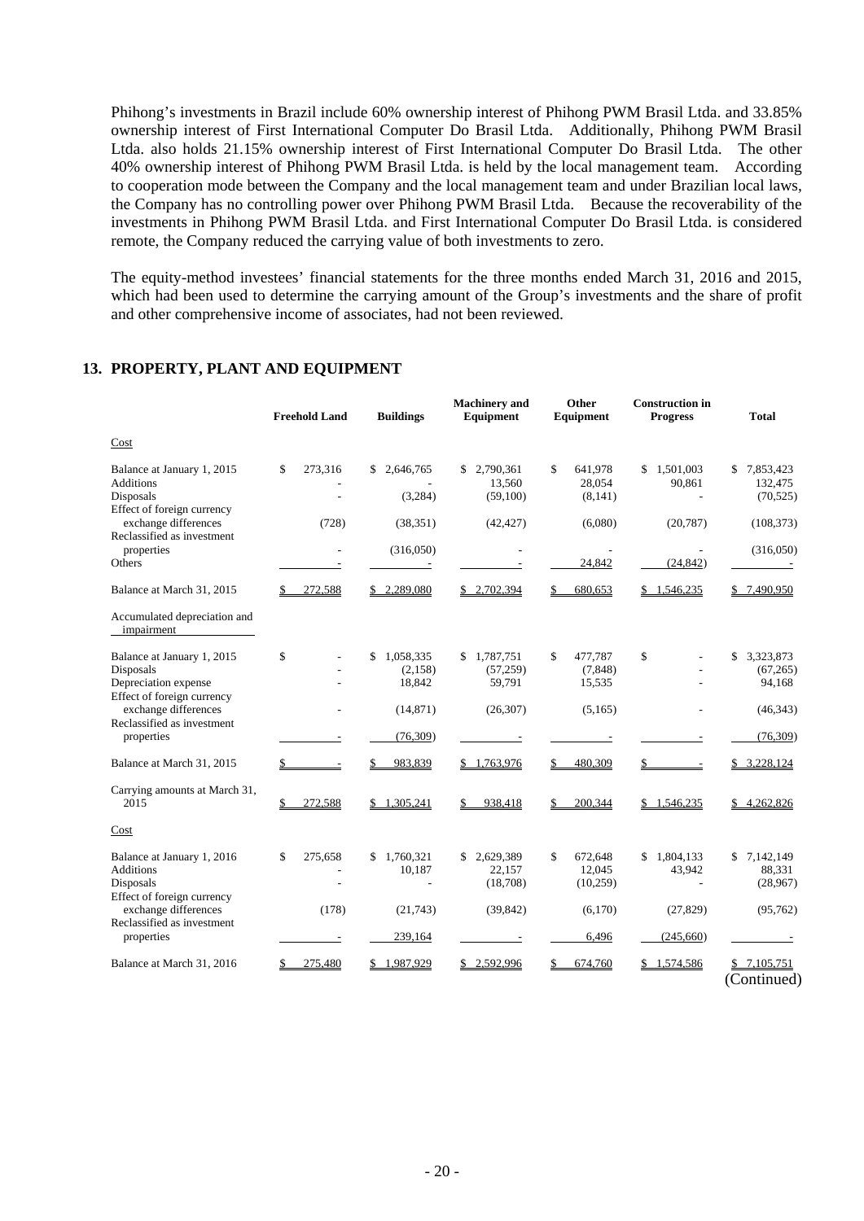Phihong's investments in Brazil include 60% ownership interest of Phihong PWM Brasil Ltda. and 33.85% ownership interest of First International Computer Do Brasil Ltda. Additionally, Phihong PWM Brasil Ltda. also holds 21.15% ownership interest of First International Computer Do Brasil Ltda. The other 40% ownership interest of Phihong PWM Brasil Ltda. is held by the local management team. According to cooperation mode between the Company and the local management team and under Brazilian local laws, the Company has no controlling power over Phihong PWM Brasil Ltda. Because the recoverability of the investments in Phihong PWM Brasil Ltda. and First International Computer Do Brasil Ltda. is considered remote, the Company reduced the carrying value of both investments to zero.

The equity-method investees' financial statements for the three months ended March 31, 2016 and 2015, which had been used to determine the carrying amount of the Group's investments and the share of profit and other comprehensive income of associates, had not been reviewed.

## 13. PROPERTY, PLANT AND EQUIPMENT

| | Freehold Land | Buildings | Machinery and Equipment | Other Equipment | Construction in Progress | Total |
|---|---|---|---|---|---|---|
| Cost | | | | | | |
| Balance at January 1, 2015 | $ 273,316 | $ 2,646,765 | $ 2,790,361 | $ 641,978 | $ 1,501,003 | $ 7,853,423 |
| Additions | - | - | 13,560 | 28,054 | 90,861 | 132,475 |
| Disposals | - | (3,284) | (59,100) | (8,141) | - | (70,525) |
| Effect of foreign currency exchange differences | (728) | (38,351) | (42,427) | (6,080) | (20,787) | (108,373) |
| Reclassified as investment properties | - | (316,050) | - | - | - | (316,050) |
| Others | - | - | - | 24,842 | (24,842) | - |
| Balance at March 31, 2015 | $ 272,588 | $ 2,289,080 | $ 2,702,394 | $ 680,653 | $ 1,546,235 | $ 7,490,950 |
| Accumulated depreciation and impairment | | | | | | |
| Balance at January 1, 2015 | $ - | $ 1,058,335 | $ 1,787,751 | $ 477,787 | $ - | $ 3,323,873 |
| Disposals | - | (2,158) | (57,259) | (7,848) | - | (67,265) |
| Depreciation expense | - | 18,842 | 59,791 | 15,535 | - | 94,168 |
| Effect of foreign currency exchange differences | - | (14,871) | (26,307) | (5,165) | - | (46,343) |
| Reclassified as investment properties | - | (76,309) | - | - | - | (76,309) |
| Balance at March 31, 2015 | $ - | $ 983,839 | $ 1,763,976 | $ 480,309 | $ - | $ 3,228,124 |
| Carrying amounts at March 31, 2015 | $ 272,588 | $ 1,305,241 | $ 938,418 | $ 200,344 | $ 1,546,235 | $ 4,262,826 |
| Cost | | | | | | |
| Balance at January 1, 2016 | $ 275,658 | $ 1,760,321 | $ 2,629,389 | $ 672,648 | $ 1,804,133 | $ 7,142,149 |
| Additions | - | 10,187 | 22,157 | 12,045 | 43,942 | 88,331 |
| Disposals | - | - | (18,708) | (10,259) | - | (28,967) |
| Effect of foreign currency exchange differences | (178) | (21,743) | (39,842) | (6,170) | (27,829) | (95,762) |
| Reclassified as investment properties | - | 239,164 | - | 6,496 | (245,660) | - |
| Balance at March 31, 2016 | $ 275,480 | $ 1,987,929 | $ 2,592,996 | $ 674,760 | $ 1,574,586 | $ 7,105,751 |

(Continued)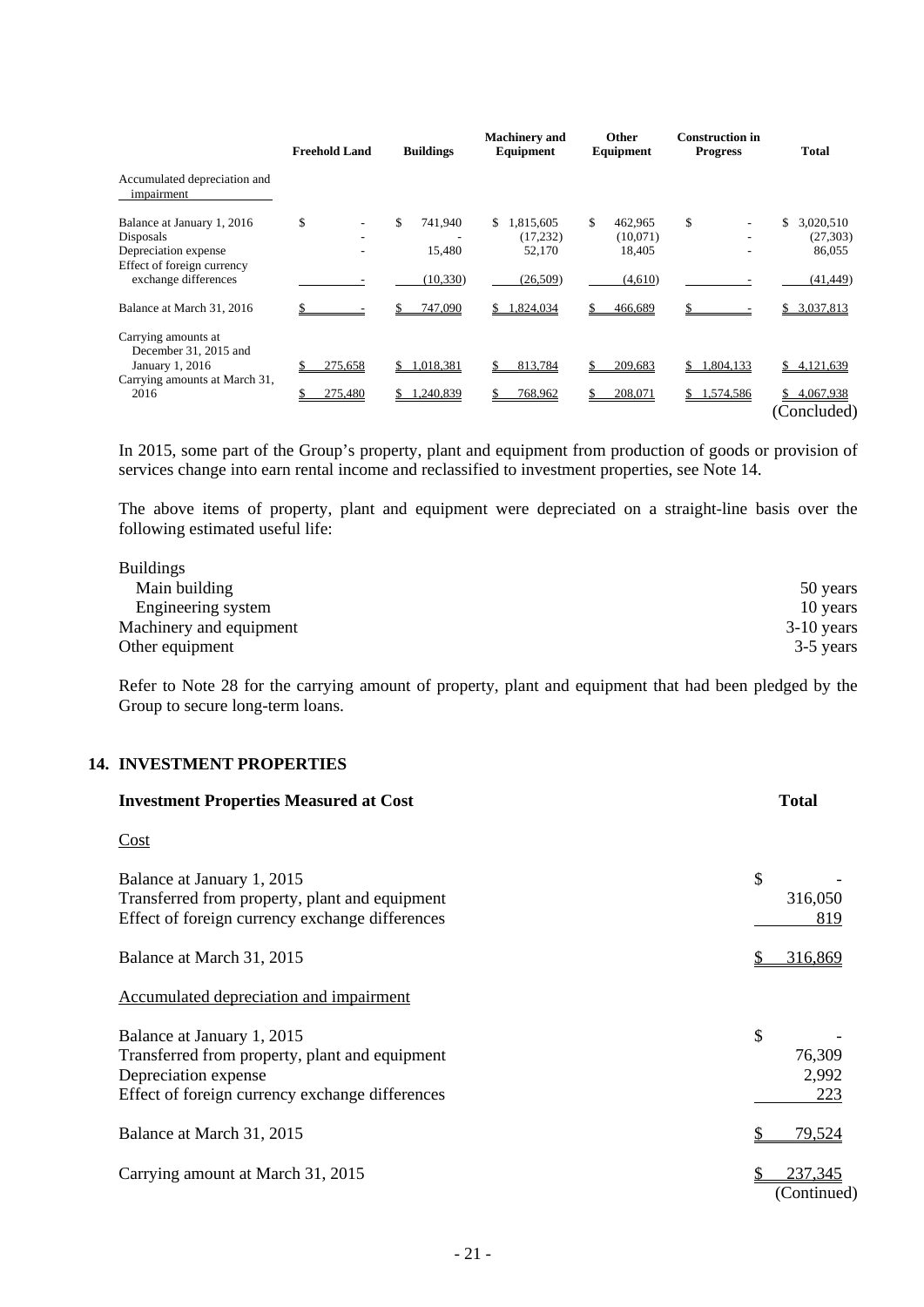|  | Freehold Land | Buildings | Machinery and Equipment | Other Equipment | Construction in Progress | Total |
|---|---|---|---|---|---|---|
| Accumulated depreciation and impairment |  |  |  |  |  |  |
| Balance at January 1, 2016 | $ - | $ 741,940 | $ 1,815,605 | $ 462,965 | $ - | $ 3,020,510 |
| Disposals | - | - | (17,232) | (10,071) | - | (27,303) |
| Depreciation expense | - | 15,480 | 52,170 | 18,405 | - | 86,055 |
| Effect of foreign currency exchange differences | - | (10,330) | (26,509) | (4,610) | - | (41,449) |
| Balance at March 31, 2016 | $ - | $ 747,090 | $ 1,824,034 | $ 466,689 | $ - | $ 3,037,813 |
| Carrying amounts at December 31, 2015 and January 1, 2016 | $ 275,658 | $ 1,018,381 | $ 813,784 | $ 209,683 | $ 1,804,133 | $ 4,121,639 |
| Carrying amounts at March 31, 2016 | $ 275,480 | $ 1,240,839 | $ 768,962 | $ 208,071 | $ 1,574,586 | $ 4,067,938 |

(Concluded)

In 2015, some part of the Group's property, plant and equipment from production of goods or provision of services change into earn rental income and reclassified to investment properties, see Note 14.

The above items of property, plant and equipment were depreciated on a straight-line basis over the following estimated useful life:

| | |
|---|---|
| Buildings | |
| Main building | 50 years |
| Engineering system | 10 years |
| Machinery and equipment | 3-10 years |
| Other equipment | 3-5 years |

Refer to Note 28 for the carrying amount of property, plant and equipment that had been pledged by the Group to secure long-term loans.

## 14. INVESTMENT PROPERTIES

| Investment Properties Measured at Cost | Total |
|---|---|
| Cost | |
| Balance at January 1, 2015 | $ - |
| Transferred from property, plant and equipment | 316,050 |
| Effect of foreign currency exchange differences | 819 |
| Balance at March 31, 2015 | $ 316,869 |
| Accumulated depreciation and impairment | |
| Balance at January 1, 2015 | $ - |
| Transferred from property, plant and equipment | 76,309 |
| Depreciation expense | 2,992 |
| Effect of foreign currency exchange differences | 223 |
| Balance at March 31, 2015 | $ 79,524 |
| Carrying amount at March 31, 2015 | $ 237,345 |

(Continued)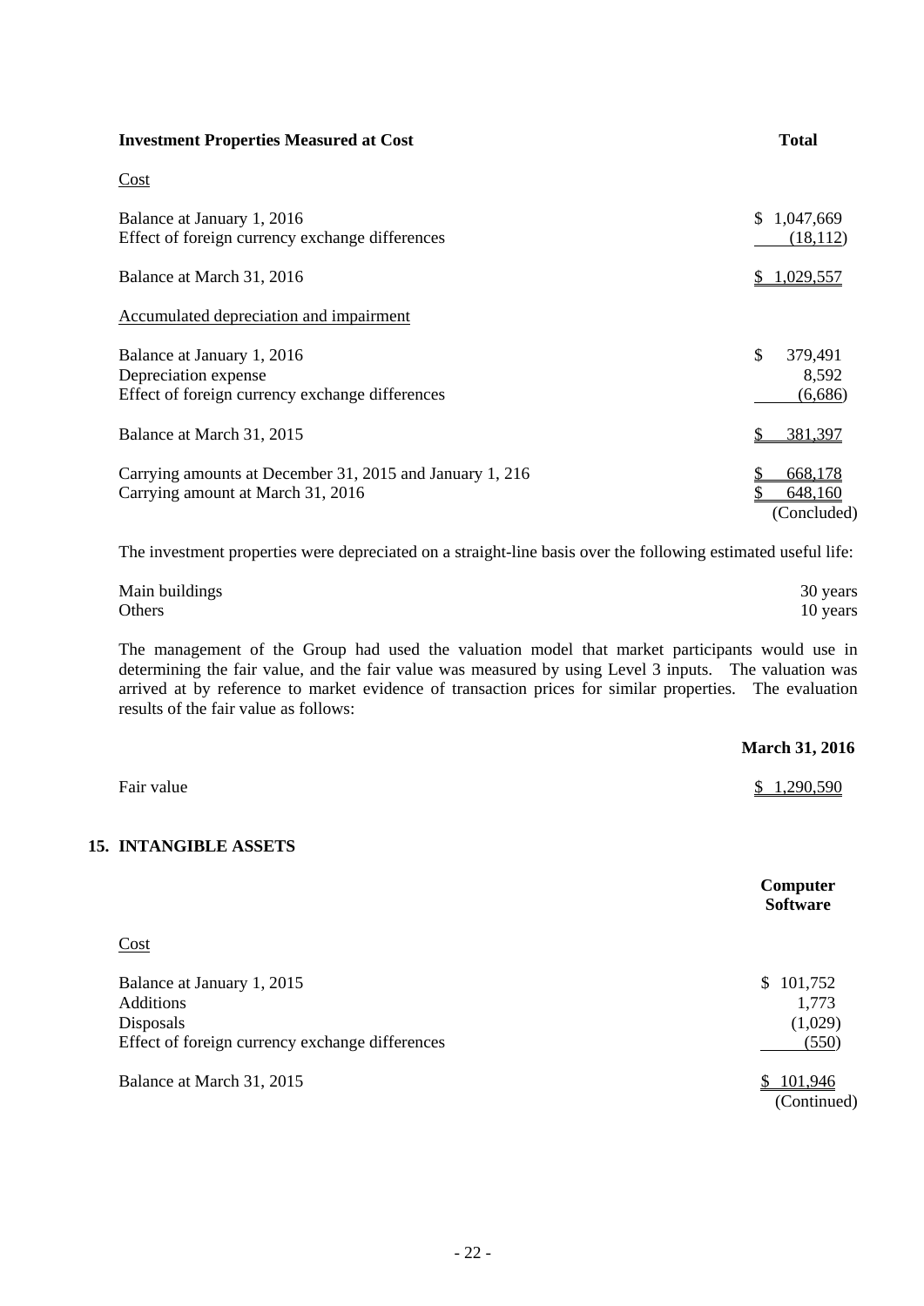| Investment Properties Measured at Cost | Total |
|---|---|
| Cost | |
| Balance at January 1, 2016 | $ 1,047,669 |
| Effect of foreign currency exchange differences | (18,112) |
| Balance at March 31, 2016 | $ 1,029,557 |
| Accumulated depreciation and impairment | |
| Balance at January 1, 2016 | $ 379,491 |
| Depreciation expense | 8,592 |
| Effect of foreign currency exchange differences | (6,686) |
| Balance at March 31, 2015 | $ 381,397 |
| Carrying amounts at December 31, 2015 and January 1, 216 | $ 668,178 |
| Carrying amount at March 31, 2016 | $ 648,160 |
| | (Concluded) |

The investment properties were depreciated on a straight-line basis over the following estimated useful life:

| | |
|---|---|
| Main buildings | 30 years |
| Others | 10 years |

The management of the Group had used the valuation model that market participants would use in determining the fair value, and the fair value was measured by using Level 3 inputs. The valuation was arrived at by reference to market evidence of transaction prices for similar properties. The evaluation results of the fair value as follows:

| | March 31, 2016 |
|---|---|
| Fair value | $ 1,290,590 |

## 15. INTANGIBLE ASSETS

| | Computer Software |
|---|---|
| Cost | |
| Balance at January 1, 2015 | $ 101,752 |
| Additions | 1,773 |
| Disposals | (1,029) |
| Effect of foreign currency exchange differences | (550) |
| Balance at March 31, 2015 | $ 101,946 |
| | (Continued) |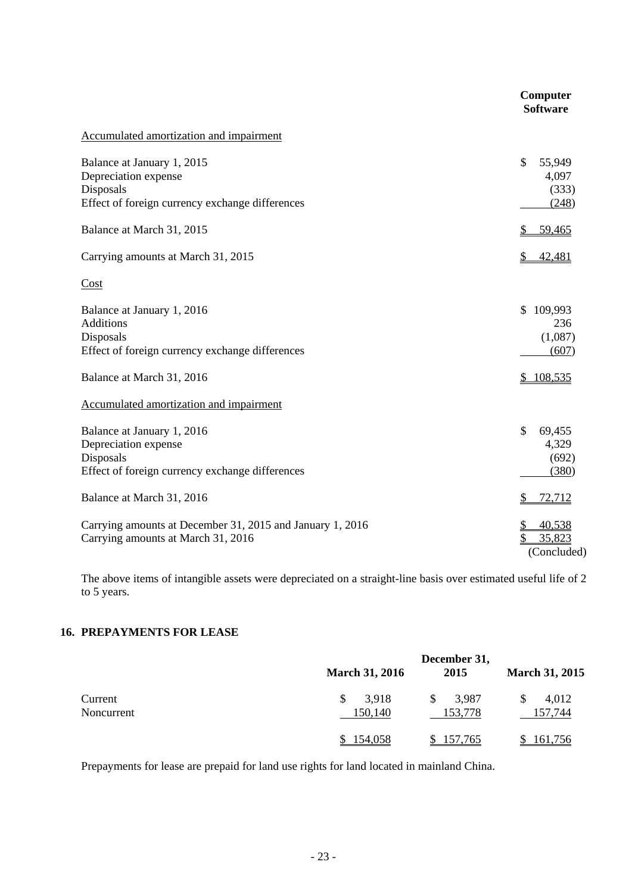| | Computer Software |
|---|---|
| Accumulated amortization and impairment | |
| Balance at January 1, 2015 | $ 55,949 |
| Depreciation expense | 4,097 |
| Disposals | (333) |
| Effect of foreign currency exchange differences | (248) |
| Balance at March 31, 2015 | $ 59,465 |
| Carrying amounts at March 31, 2015 | $ 42,481 |
| Cost | |
| Balance at January 1, 2016 | $ 109,993 |
| Additions | 236 |
| Disposals | (1,087) |
| Effect of foreign currency exchange differences | (607) |
| Balance at March 31, 2016 | $ 108,535 |
| Accumulated amortization and impairment | |
| Balance at January 1, 2016 | $ 69,455 |
| Depreciation expense | 4,329 |
| Disposals | (692) |
| Effect of foreign currency exchange differences | (380) |
| Balance at March 31, 2016 | $ 72,712 |
| Carrying amounts at December 31, 2015 and January 1, 2016 | $ 40,538 |
| Carrying amounts at March 31, 2016 | $ 35,823 |

(Concluded)

The above items of intangible assets were depreciated on a straight-line basis over estimated useful life of 2 to 5 years.

## 16. PREPAYMENTS FOR LEASE

| | March 31, 2016 | December 31, 2015 | March 31, 2015 |
|---|---|---|---|
| Current | $ 3,918 | $ 3,987 | $ 4,012 |
| Noncurrent | 150,140 | 153,778 | 157,744 |
| | $ 154,058 | $ 157,765 | $ 161,756 |

Prepayments for lease are prepaid for land use rights for land located in mainland China.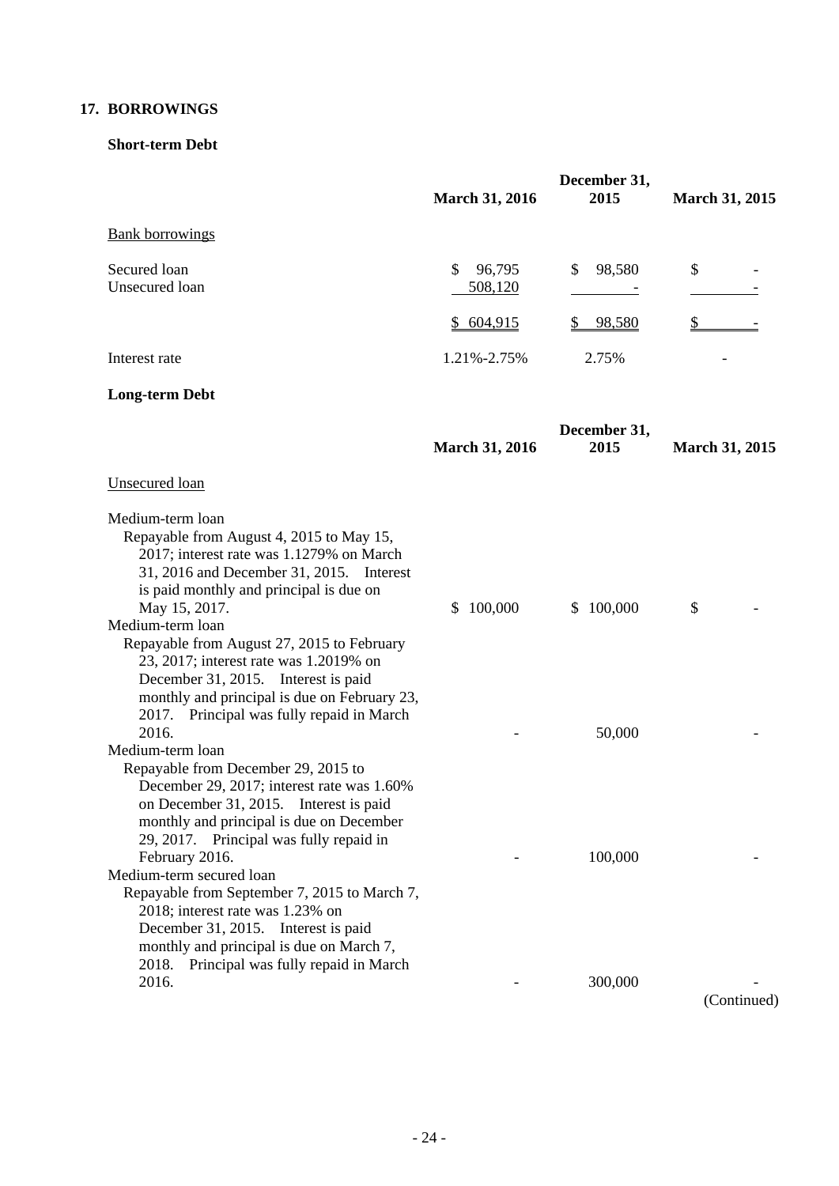## 17. BORROWINGS

### Short-term Debt

| | March 31, 2016 | December 31, 2015 | March 31, 2015 |
|---|---|---|---|
| Bank borrowings | | | |
| Secured loan | $ 96,795 | $ 98,580 | $ - |
| Unsecured loan | 508,120 | - | - |
| | $ 604,915 | $ 98,580 | $ - |
| Interest rate | 1.21%-2.75% | 2.75% | - |

### Long-term Debt

| | March 31, 2016 | December 31, 2015 | March 31, 2015 |
|---|---|---|---|
| Unsecured loan | | | |
| Medium-term loan<br>Repayable from August 4, 2015 to May 15, 2017; interest rate was 1.1279% on March 31, 2016 and December 31, 2015. Interest is paid monthly and principal is due on May 15, 2017. | $ 100,000 | $ 100,000 | $ - |
| Medium-term loan<br>Repayable from August 27, 2015 to February 23, 2017; interest rate was 1.2019% on December 31, 2015. Interest is paid monthly and principal is due on February 23, 2017. Principal was fully repaid in March 2016. | - | 50,000 | - |
| Medium-term loan<br>Repayable from December 29, 2015 to December 29, 2017; interest rate was 1.60% on December 31, 2015. Interest is paid monthly and principal is due on December 29, 2017. Principal was fully repaid in February 2016. | - | 100,000 | - |
| Medium-term secured loan<br>Repayable from September 7, 2015 to March 7, 2018; interest rate was 1.23% on December 31, 2015. Interest is paid monthly and principal is due on March 7, 2018. Principal was fully repaid in March 2016. | - | 300,000 | - |

(Continued)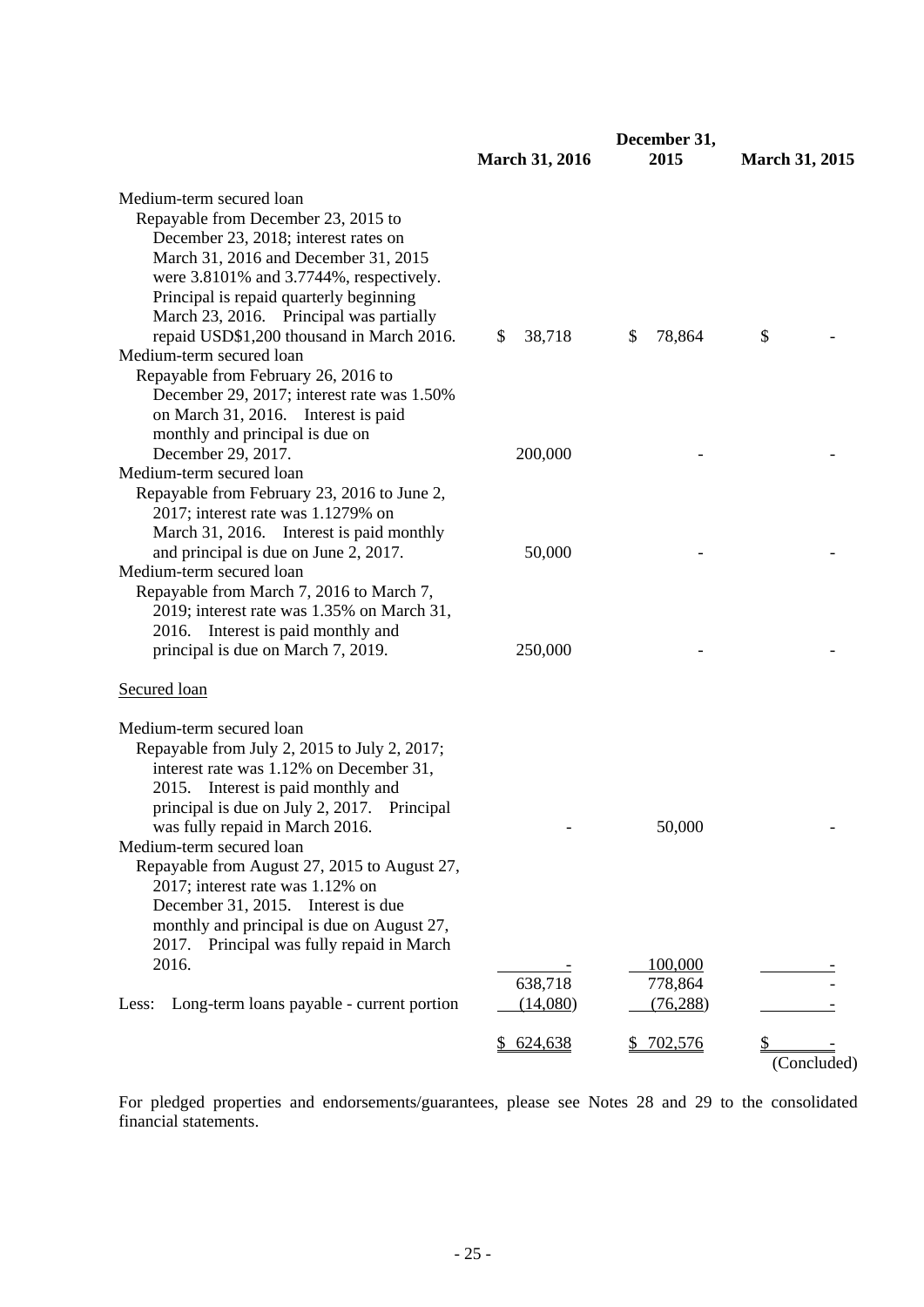| | March 31, 2016 | December 31, 2015 | March 31, 2015 |
|---|---|---|---|
| Medium-term secured loan<br>Repayable from December 23, 2015 to December 23, 2018; interest rates on March 31, 2016 and December 31, 2015 were 3.8101% and 3.7744%, respectively. Principal is repaid quarterly beginning March 23, 2016. Principal was partially repaid USD$1,200 thousand in March 2016. | $ 38,718 | $ 78,864 | $ - |
| Medium-term secured loan<br>Repayable from February 26, 2016 to December 29, 2017; interest rate was 1.50% on March 31, 2016. Interest is paid monthly and principal is due on December 29, 2017. | 200,000 | - | - |
| Medium-term secured loan<br>Repayable from February 23, 2016 to June 2, 2017; interest rate was 1.1279% on March 31, 2016. Interest is paid monthly and principal is due on June 2, 2017. | 50,000 | - | - |
| Medium-term secured loan<br>Repayable from March 7, 2016 to March 7, 2019; interest rate was 1.35% on March 31, 2016. Interest is paid monthly and principal is due on March 7, 2019. | 250,000 | - | - |
| Secured loan | | | |
| Medium-term secured loan<br>Repayable from July 2, 2015 to July 2, 2017; interest rate was 1.12% on December 31, 2015. Interest is paid monthly and principal is due on July 2, 2017. Principal was fully repaid in March 2016. | - | 50,000 | - |
| Medium-term secured loan<br>Repayable from August 27, 2015 to August 27, 2017; interest rate was 1.12% on December 31, 2015. Interest is due monthly and principal is due on August 27, 2017. Principal was fully repaid in March 2016. | - | 100,000 | - |
| | 638,718 | 778,864 | - |
| Less: Long-term loans payable - current portion | (14,080) | (76,288) | - |
| | $ 624,638 | $ 702,576 | $ - |

(Concluded)

For pledged properties and endorsements/guarantees, please see Notes 28 and 29 to the consolidated financial statements.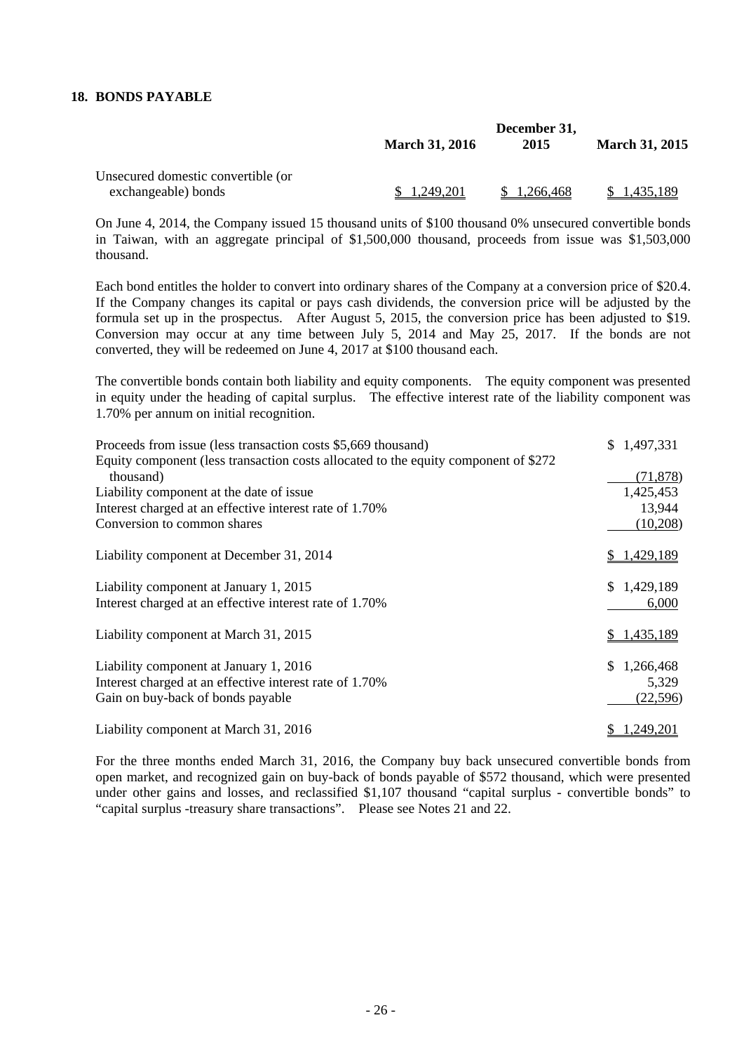## 18. BONDS PAYABLE

| | March 31, 2016 | December 31, 2015 | March 31, 2015 |
|---|---|---|---|
| Unsecured domestic convertible (or exchangeable) bonds | $ 1,249,201 | $ 1,266,468 | $ 1,435,189 |

On June 4, 2014, the Company issued 15 thousand units of $100 thousand 0% unsecured convertible bonds in Taiwan, with an aggregate principal of $1,500,000 thousand, proceeds from issue was $1,503,000 thousand.

Each bond entitles the holder to convert into ordinary shares of the Company at a conversion price of $20.4. If the Company changes its capital or pays cash dividends, the conversion price will be adjusted by the formula set up in the prospectus. After August 5, 2015, the conversion price has been adjusted to $19. Conversion may occur at any time between July 5, 2014 and May 25, 2017. If the bonds are not converted, they will be redeemed on June 4, 2017 at $100 thousand each.

The convertible bonds contain both liability and equity components. The equity component was presented in equity under the heading of capital surplus. The effective interest rate of the liability component was 1.70% per annum on initial recognition.

| | |
|---|---|
| Proceeds from issue (less transaction costs $5,669 thousand) | $ 1,497,331 |
| Equity component (less transaction costs allocated to the equity component of $272 thousand) | (71,878) |
| Liability component at the date of issue | 1,425,453 |
| Interest charged at an effective interest rate of 1.70% | 13,944 |
| Conversion to common shares | (10,208) |
| Liability component at December 31, 2014 | $ 1,429,189 |
| | |
| Liability component at January 1, 2015 | $ 1,429,189 |
| Interest charged at an effective interest rate of 1.70% | 6,000 |
| Liability component at March 31, 2015 | $ 1,435,189 |
| | |
| Liability component at January 1, 2016 | $ 1,266,468 |
| Interest charged at an effective interest rate of 1.70% | 5,329 |
| Gain on buy-back of bonds payable | (22,596) |
| Liability component at March 31, 2016 | $ 1,249,201 |

For the three months ended March 31, 2016, the Company buy back unsecured convertible bonds from open market, and recognized gain on buy-back of bonds payable of $572 thousand, which were presented under other gains and losses, and reclassified $1,107 thousand "capital surplus - convertible bonds" to "capital surplus -treasury share transactions". Please see Notes 21 and 22.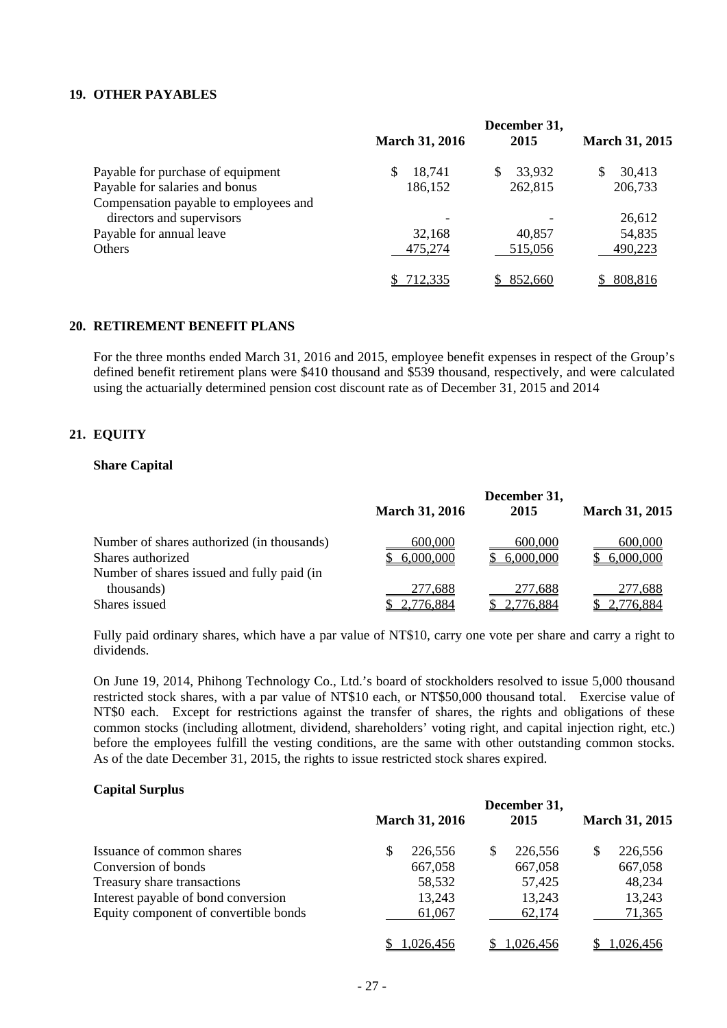## 19. OTHER PAYABLES

| | March 31, 2016 | December 31, 2015 | March 31, 2015 |
|---|---|---|---|
| Payable for purchase of equipment | $ 18,741 | $ 33,932 | $ 30,413 |
| Payable for salaries and bonus | 186,152 | 262,815 | 206,733 |
| Compensation payable to employees and directors and supervisors | - | - | 26,612 |
| Payable for annual leave | 32,168 | 40,857 | 54,835 |
| Others | 475,274 | 515,056 | 490,223 |
| | $ 712,335 | $ 852,660 | $ 808,816 |

## 20. RETIREMENT BENEFIT PLANS

For the three months ended March 31, 2016 and 2015, employee benefit expenses in respect of the Group's defined benefit retirement plans were $410 thousand and $539 thousand, respectively, and were calculated using the actuarially determined pension cost discount rate as of December 31, 2015 and 2014

## 21. EQUITY

### Share Capital

| | March 31, 2016 | December 31, 2015 | March 31, 2015 |
|---|---|---|---|
| Number of shares authorized (in thousands) | 600,000 | 600,000 | 600,000 |
| Shares authorized | $ 6,000,000 | $ 6,000,000 | $ 6,000,000 |
| Number of shares issued and fully paid (in thousands) | 277,688 | 277,688 | 277,688 |
| Shares issued | $ 2,776,884 | $ 2,776,884 | $ 2,776,884 |

Fully paid ordinary shares, which have a par value of NT$10, carry one vote per share and carry a right to dividends.

On June 19, 2014, Phihong Technology Co., Ltd.'s board of stockholders resolved to issue 5,000 thousand restricted stock shares, with a par value of NT$10 each, or NT$50,000 thousand total. Exercise value of NT$0 each. Except for restrictions against the transfer of shares, the rights and obligations of these common stocks (including allotment, dividend, shareholders' voting right, and capital injection right, etc.) before the employees fulfill the vesting conditions, are the same with other outstanding common stocks. As of the date December 31, 2015, the rights to issue restricted stock shares expired.

### Capital Surplus

| | March 31, 2016 | December 31, 2015 | March 31, 2015 |
|---|---|---|---|
| Issuance of common shares | $ 226,556 | $ 226,556 | $ 226,556 |
| Conversion of bonds | 667,058 | 667,058 | 667,058 |
| Treasury share transactions | 58,532 | 57,425 | 48,234 |
| Interest payable of bond conversion | 13,243 | 13,243 | 13,243 |
| Equity component of convertible bonds | 61,067 | 62,174 | 71,365 |
| | $ 1,026,456 | $ 1,026,456 | $ 1,026,456 |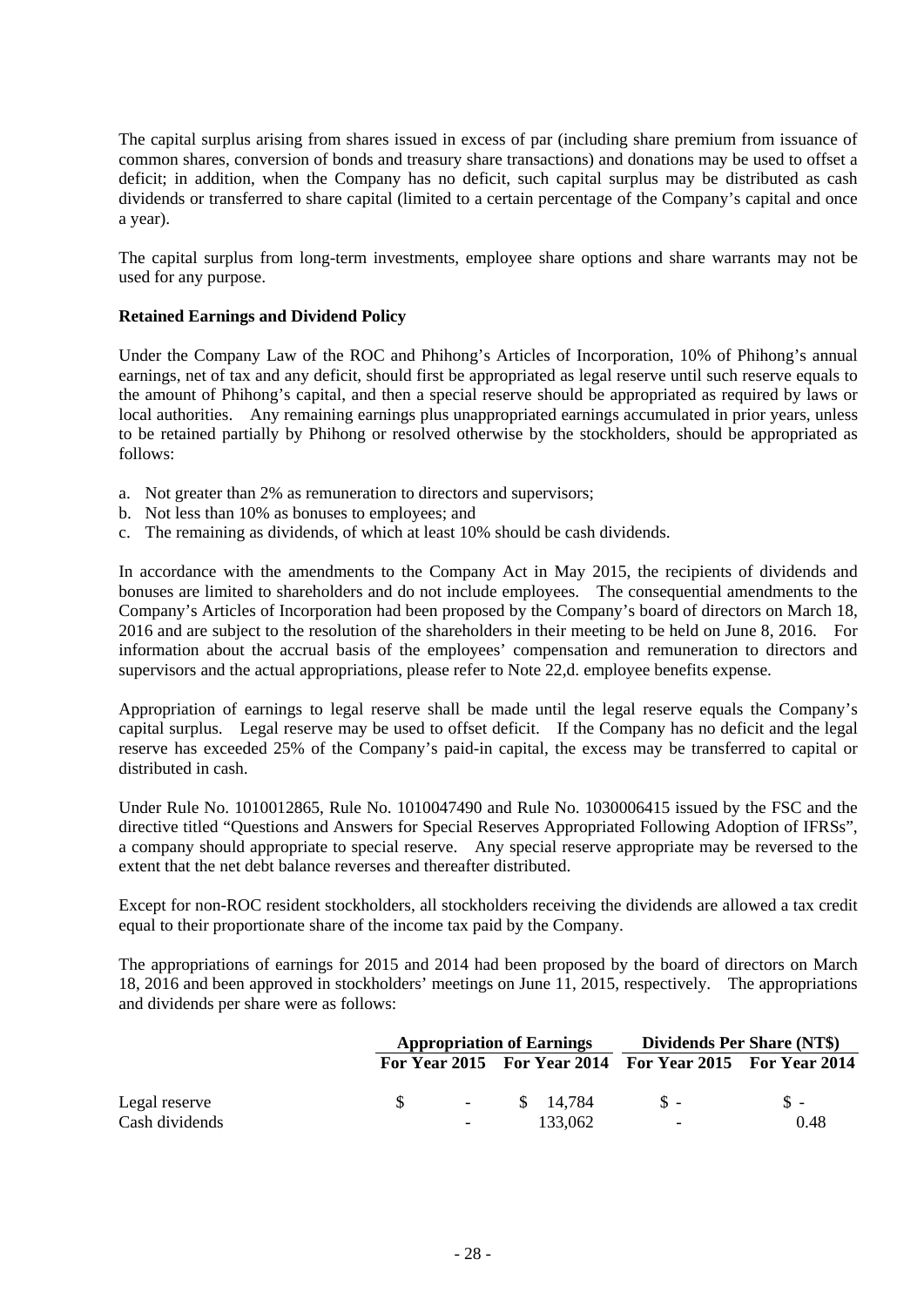The capital surplus arising from shares issued in excess of par (including share premium from issuance of common shares, conversion of bonds and treasury share transactions) and donations may be used to offset a deficit; in addition, when the Company has no deficit, such capital surplus may be distributed as cash dividends or transferred to share capital (limited to a certain percentage of the Company's capital and once a year).

The capital surplus from long-term investments, employee share options and share warrants may not be used for any purpose.

**Retained Earnings and Dividend Policy**

Under the Company Law of the ROC and Phihong's Articles of Incorporation, 10% of Phihong's annual earnings, net of tax and any deficit, should first be appropriated as legal reserve until such reserve equals to the amount of Phihong's capital, and then a special reserve should be appropriated as required by laws or local authorities. Any remaining earnings plus unappropriated earnings accumulated in prior years, unless to be retained partially by Phihong or resolved otherwise by the stockholders, should be appropriated as follows:

a. Not greater than 2% as remuneration to directors and supervisors;
b. Not less than 10% as bonuses to employees; and
c. The remaining as dividends, of which at least 10% should be cash dividends.

In accordance with the amendments to the Company Act in May 2015, the recipients of dividends and bonuses are limited to shareholders and do not include employees. The consequential amendments to the Company's Articles of Incorporation had been proposed by the Company's board of directors on March 18, 2016 and are subject to the resolution of the shareholders in their meeting to be held on June 8, 2016. For information about the accrual basis of the employees' compensation and remuneration to directors and supervisors and the actual appropriations, please refer to Note 22,d. employee benefits expense.

Appropriation of earnings to legal reserve shall be made until the legal reserve equals the Company's capital surplus. Legal reserve may be used to offset deficit. If the Company has no deficit and the legal reserve has exceeded 25% of the Company's paid-in capital, the excess may be transferred to capital or distributed in cash.

Under Rule No. 1010012865, Rule No. 1010047490 and Rule No. 1030006415 issued by the FSC and the directive titled "Questions and Answers for Special Reserves Appropriated Following Adoption of IFRSs", a company should appropriate to special reserve. Any special reserve appropriate may be reversed to the extent that the net debt balance reverses and thereafter distributed.

Except for non-ROC resident stockholders, all stockholders receiving the dividends are allowed a tax credit equal to their proportionate share of the income tax paid by the Company.

The appropriations of earnings for 2015 and 2014 had been proposed by the board of directors on March 18, 2016 and been approved in stockholders' meetings on June 11, 2015, respectively. The appropriations and dividends per share were as follows:

| | Appropriation of Earnings | | Dividends Per Share (NT$) | |
|---|---|---|---|---|
| | For Year 2015 | For Year 2014 | For Year 2015 | For Year 2014 |
| Legal reserve | $ - | $ 14,784 | $ - | $ - |
| Cash dividends | - | 133,062 | - | 0.48 |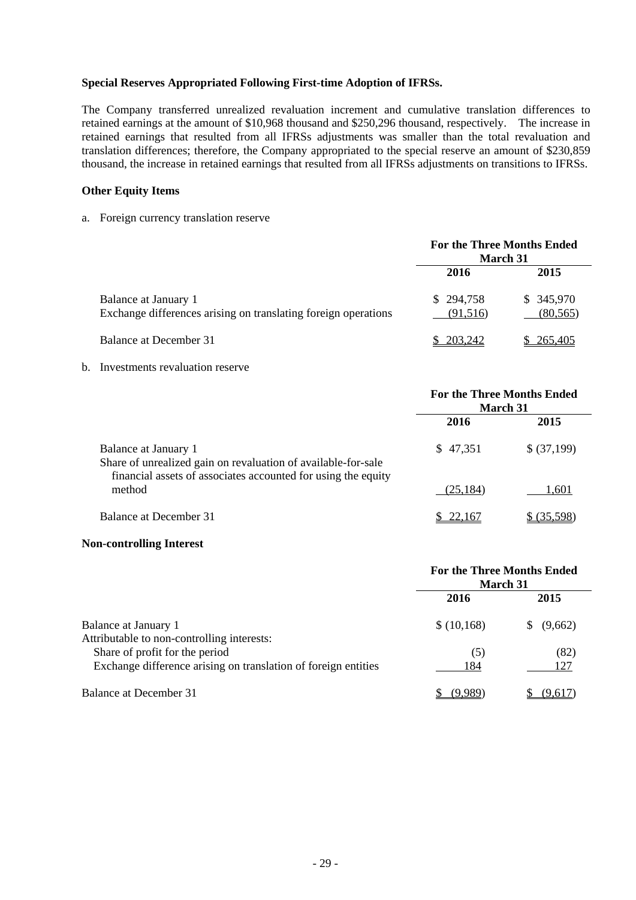**Special Reserves Appropriated Following First-time Adoption of IFRSs.**

The Company transferred unrealized revaluation increment and cumulative translation differences to retained earnings at the amount of $10,968 thousand and $250,296 thousand, respectively. The increase in retained earnings that resulted from all IFRSs adjustments was smaller than the total revaluation and translation differences; therefore, the Company appropriated to the special reserve an amount of $230,859 thousand, the increase in retained earnings that resulted from all IFRSs adjustments on transitions to IFRSs.

**Other Equity Items**

a. Foreign currency translation reserve

| | For the Three Months Ended March 31 | |
|---|---|---|
| | 2016 | 2015 |
| Balance at January 1 | $ 294,758 | $ 345,970 |
| Exchange differences arising on translating foreign operations | (91,516) | (80,565) |
| Balance at December 31 | $ 203,242 | $ 265,405 |

b. Investments revaluation reserve

| | For the Three Months Ended March 31 | |
|---|---|---|
| | 2016 | 2015 |
| Balance at January 1 | $ 47,351 | $ (37,199) |
| Share of unrealized gain on revaluation of available-for-sale financial assets of associates accounted for using the equity method | (25,184) | 1,601 |
| Balance at December 31 | $ 22,167 | $ (35,598) |

**Non-controlling Interest**

| | For the Three Months Ended March 31 | |
|---|---|---|
| | 2016 | 2015 |
| Balance at January 1 | $ (10,168) | $ (9,662) |
| Attributable to non-controlling interests: | | |
| Share of profit for the period | (5) | (82) |
| Exchange difference arising on translation of foreign entities | 184 | 127 |
| Balance at December 31 | $ (9,989) | $ (9,617) |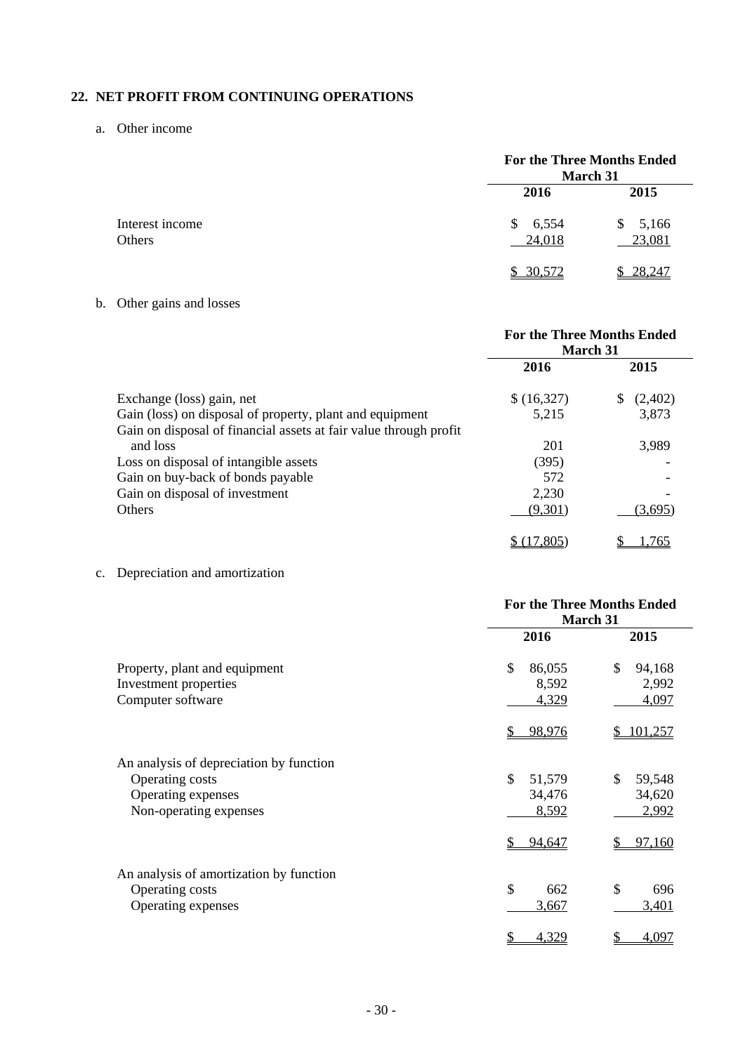## 22. NET PROFIT FROM CONTINUING OPERATIONS

a. Other income

| | For the Three Months Ended March 31 | |
|---|---|---|
| | 2016 | 2015 |
| Interest income | $ 6,554 | $ 5,166 |
| Others | 24,018 | 23,081 |
| | $ 30,572 | $ 28,247 |

b. Other gains and losses

| | For the Three Months Ended March 31 | |
|---|---|---|
| | 2016 | 2015 |
| Exchange (loss) gain, net | $ (16,327) | $ (2,402) |
| Gain (loss) on disposal of property, plant and equipment | 5,215 | 3,873 |
| Gain on disposal of financial assets at fair value through profit and loss | 201 | 3,989 |
| Loss on disposal of intangible assets | (395) | - |
| Gain on buy-back of bonds payable | 572 | - |
| Gain on disposal of investment | 2,230 | - |
| Others | (9,301) | (3,695) |
| | $ (17,805) | $ 1,765 |

c. Depreciation and amortization

| | For the Three Months Ended March 31 | |
|---|---|---|
| | 2016 | 2015 |
| Property, plant and equipment | $ 86,055 | $ 94,168 |
| Investment properties | 8,592 | 2,992 |
| Computer software | 4,329 | 4,097 |
| | $ 98,976 | $ 101,257 |
| An analysis of depreciation by function | | |
| Operating costs | $ 51,579 | $ 59,548 |
| Operating expenses | 34,476 | 34,620 |
| Non-operating expenses | 8,592 | 2,992 |
| | $ 94,647 | $ 97,160 |
| An analysis of amortization by function | | |
| Operating costs | $ 662 | $ 696 |
| Operating expenses | 3,667 | 3,401 |
| | $ 4,329 | $ 4,097 |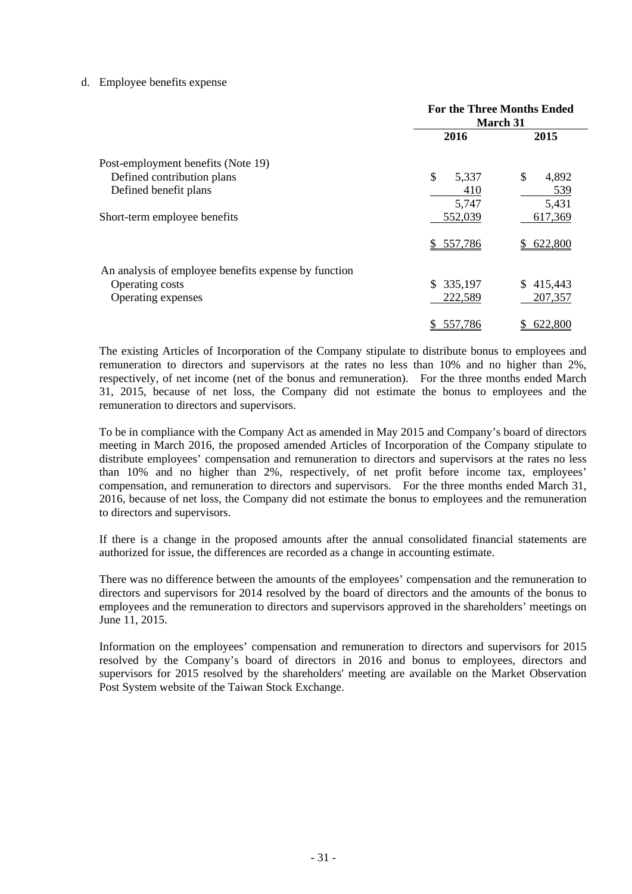d. Employee benefits expense

| | For the Three Months Ended March 31 | |
|---|---|---|
| | 2016 | 2015 |
| Post-employment benefits (Note 19) | | |
| Defined contribution plans | $ 5,337 | $ 4,892 |
| Defined benefit plans | 410 | 539 |
| | 5,747 | 5,431 |
| Short-term employee benefits | 552,039 | 617,369 |
| | $ 557,786 | $ 622,800 |
| An analysis of employee benefits expense by function | | |
| Operating costs | $ 335,197 | $ 415,443 |
| Operating expenses | 222,589 | 207,357 |
| | $ 557,786 | $ 622,800 |

The existing Articles of Incorporation of the Company stipulate to distribute bonus to employees and remuneration to directors and supervisors at the rates no less than 10% and no higher than 2%, respectively, of net income (net of the bonus and remuneration). For the three months ended March 31, 2015, because of net loss, the Company did not estimate the bonus to employees and the remuneration to directors and supervisors.

To be in compliance with the Company Act as amended in May 2015 and Company's board of directors meeting in March 2016, the proposed amended Articles of Incorporation of the Company stipulate to distribute employees' compensation and remuneration to directors and supervisors at the rates no less than 10% and no higher than 2%, respectively, of net profit before income tax, employees' compensation, and remuneration to directors and supervisors. For the three months ended March 31, 2016, because of net loss, the Company did not estimate the bonus to employees and the remuneration to directors and supervisors.

If there is a change in the proposed amounts after the annual consolidated financial statements are authorized for issue, the differences are recorded as a change in accounting estimate.

There was no difference between the amounts of the employees' compensation and the remuneration to directors and supervisors for 2014 resolved by the board of directors and the amounts of the bonus to employees and the remuneration to directors and supervisors approved in the shareholders' meetings on June 11, 2015.

Information on the employees' compensation and remuneration to directors and supervisors for 2015 resolved by the Company's board of directors in 2016 and bonus to employees, directors and supervisors for 2015 resolved by the shareholders' meeting are available on the Market Observation Post System website of the Taiwan Stock Exchange.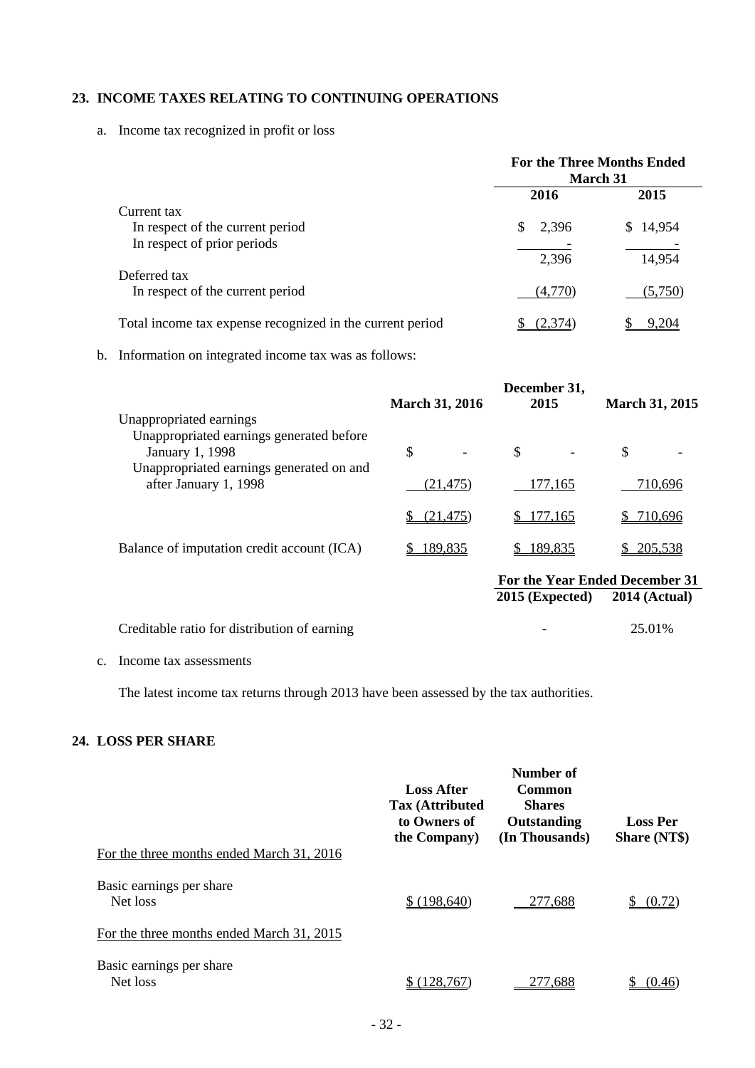## 23. INCOME TAXES RELATING TO CONTINUING OPERATIONS

a. Income tax recognized in profit or loss

| | For the Three Months Ended March 31 | |
|---|---|---|
| | 2016 | 2015 |
| Current tax | | |
| In respect of the current period | $ 2,396 | $ 14,954 |
| In respect of prior periods | - | - |
| | 2,396 | 14,954 |
| Deferred tax | | |
| In respect of the current period | (4,770) | (5,750) |
| Total income tax expense recognized in the current period | $ (2,374) | $ 9,204 |

b. Information on integrated income tax was as follows:

| | March 31, 2016 | December 31, 2015 | March 31, 2015 |
|---|---|---|---|
| Unappropriated earnings | | | |
| Unappropriated earnings generated before January 1, 1998 | $ - | $ - | $ - |
| Unappropriated earnings generated on and after January 1, 1998 | (21,475) | 177,165 | 710,696 |
| | $ (21,475) | $ 177,165 | $ 710,696 |
| Balance of imputation credit account (ICA) | $ 189,835 | $ 189,835 | $ 205,538 |

| | For the Year Ended December 31 | |
|---|---|---|
| | 2015 (Expected) | 2014 (Actual) |
| Creditable ratio for distribution of earning | - | 25.01% |

c. Income tax assessments

The latest income tax returns through 2013 have been assessed by the tax authorities.

## 24. LOSS PER SHARE

| | Loss After Tax (Attributed to Owners of the Company) | Number of Common Shares Outstanding (In Thousands) | Loss Per Share (NT$) |
|---|---|---|---|
| For the three months ended March 31, 2016 | | | |
| Basic earnings per share | | | |
| Net loss | $ (198,640) | 277,688 | $ (0.72) |
| For the three months ended March 31, 2015 | | | |
| Basic earnings per share | | | |
| Net loss | $ (128,767) | 277,688 | $ (0.46) |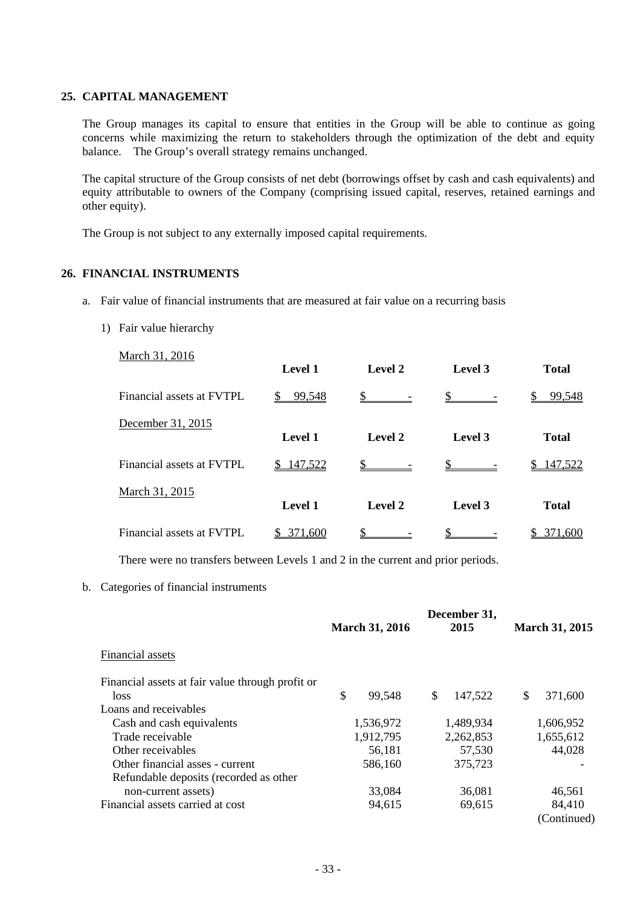## 25. CAPITAL MANAGEMENT

The Group manages its capital to ensure that entities in the Group will be able to continue as going concerns while maximizing the return to stakeholders through the optimization of the debt and equity balance. The Group's overall strategy remains unchanged.

The capital structure of the Group consists of net debt (borrowings offset by cash and cash equivalents) and equity attributable to owners of the Company (comprising issued capital, reserves, retained earnings and other equity).

The Group is not subject to any externally imposed capital requirements.

## 26. FINANCIAL INSTRUMENTS

a. Fair value of financial instruments that are measured at fair value on a recurring basis

1) Fair value hierarchy

March 31, 2016

| | Level 1 | Level 2 | Level 3 | Total |
|---|---|---|---|---|
| Financial assets at FVTPL | $ 99,548 | $ - | $ - | $ 99,548 |

December 31, 2015

| | Level 1 | Level 2 | Level 3 | Total |
|---|---|---|---|---|
| Financial assets at FVTPL | $ 147,522 | $ - | $ - | $ 147,522 |

March 31, 2015

| | Level 1 | Level 2 | Level 3 | Total |
|---|---|---|---|---|
| Financial assets at FVTPL | $ 371,600 | $ - | $ - | $ 371,600 |

There were no transfers between Levels 1 and 2 in the current and prior periods.

b. Categories of financial instruments

| | March 31, 2016 | December 31, 2015 | March 31, 2015 |
|---|---|---|---|
| Financial assets | | | |
| Financial assets at fair value through profit or loss | $ 99,548 | $ 147,522 | $ 371,600 |
| Loans and receivables | | | |
| Cash and cash equivalents | 1,536,972 | 1,489,934 | 1,606,952 |
| Trade receivable | 1,912,795 | 2,262,853 | 1,655,612 |
| Other receivables | 56,181 | 57,530 | 44,028 |
| Other financial asses - current | 586,160 | 375,723 | - |
| Refundable deposits (recorded as other non-current assets) | 33,084 | 36,081 | 46,561 |
| Financial assets carried at cost | 94,615 | 69,615 | 84,410 |

(Continued)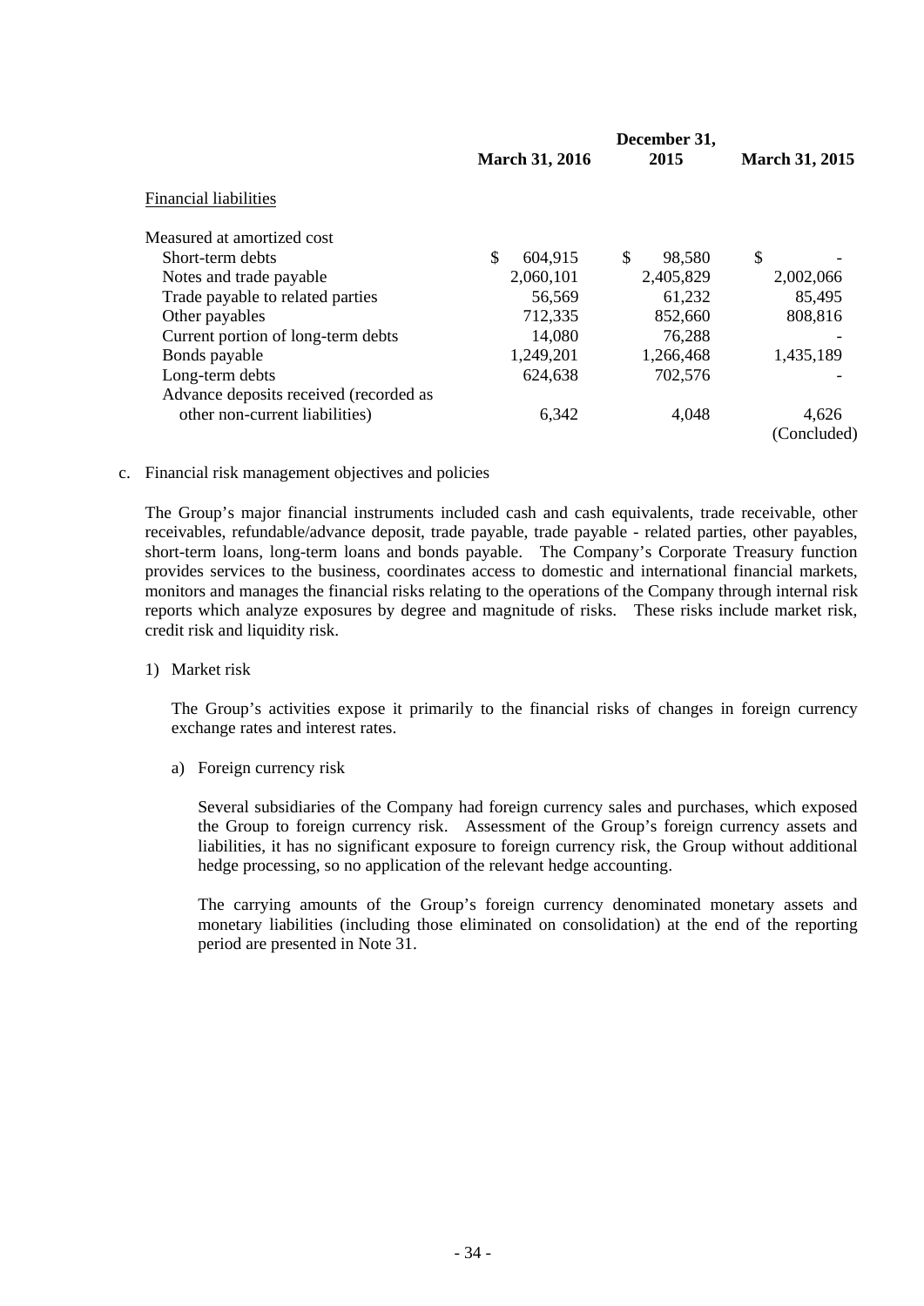| | March 31, 2016 | December 31, 2015 | March 31, 2015 |
|---|---|---|---|
| Financial liabilities | | | |
| Measured at amortized cost | | | |
| Short-term debts | $ 604,915 | $ 98,580 | $ - |
| Notes and trade payable | 2,060,101 | 2,405,829 | 2,002,066 |
| Trade payable to related parties | 56,569 | 61,232 | 85,495 |
| Other payables | 712,335 | 852,660 | 808,816 |
| Current portion of long-term debts | 14,080 | 76,288 | - |
| Bonds payable | 1,249,201 | 1,266,468 | 1,435,189 |
| Long-term debts | 624,638 | 702,576 | - |
| Advance deposits received (recorded as other non-current liabilities) | 6,342 | 4,048 | 4,626 |

(Concluded)

c. Financial risk management objectives and policies

The Group's major financial instruments included cash and cash equivalents, trade receivable, other receivables, refundable/advance deposit, trade payable, trade payable - related parties, other payables, short-term loans, long-term loans and bonds payable. The Company's Corporate Treasury function provides services to the business, coordinates access to domestic and international financial markets, monitors and manages the financial risks relating to the operations of the Company through internal risk reports which analyze exposures by degree and magnitude of risks. These risks include market risk, credit risk and liquidity risk.

1) Market risk

The Group's activities expose it primarily to the financial risks of changes in foreign currency exchange rates and interest rates.

a) Foreign currency risk

Several subsidiaries of the Company had foreign currency sales and purchases, which exposed the Group to foreign currency risk. Assessment of the Group's foreign currency assets and liabilities, it has no significant exposure to foreign currency risk, the Group without additional hedge processing, so no application of the relevant hedge accounting.

The carrying amounts of the Group's foreign currency denominated monetary assets and monetary liabilities (including those eliminated on consolidation) at the end of the reporting period are presented in Note 31.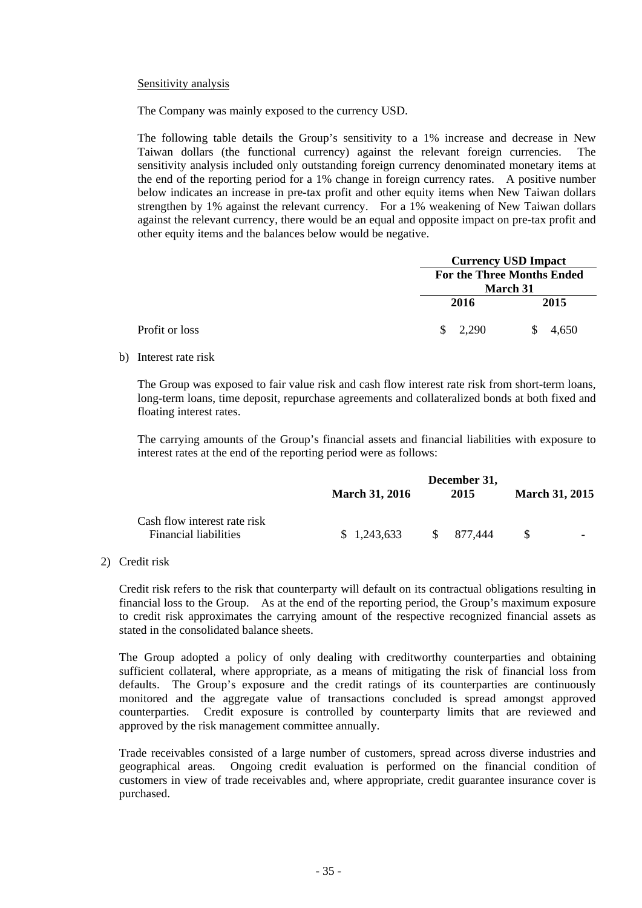Sensitivity analysis

The Company was mainly exposed to the currency USD.

The following table details the Group's sensitivity to a 1% increase and decrease in New Taiwan dollars (the functional currency) against the relevant foreign currencies. The sensitivity analysis included only outstanding foreign currency denominated monetary items at the end of the reporting period for a 1% change in foreign currency rates. A positive number below indicates an increase in pre-tax profit and other equity items when New Taiwan dollars strengthen by 1% against the relevant currency. For a 1% weakening of New Taiwan dollars against the relevant currency, there would be an equal and opposite impact on pre-tax profit and other equity items and the balances below would be negative.

| | **Currency USD Impact** | |
|---|---|---|
| | **For the Three Months Ended March 31** | |
| | **2016** | **2015** |
| Profit or loss | $ 2,290 | $ 4,650 |

b) Interest rate risk

The Group was exposed to fair value risk and cash flow interest rate risk from short-term loans, long-term loans, time deposit, repurchase agreements and collateralized bonds at both fixed and floating interest rates.

The carrying amounts of the Group's financial assets and financial liabilities with exposure to interest rates at the end of the reporting period were as follows:

| | **March 31, 2016** | **December 31, 2015** | **March 31, 2015** |
|---|---|---|---|
| Cash flow interest rate risk | | | |
| Financial liabilities | $ 1,243,633 | $ 877,444 | $ - |

2) Credit risk

Credit risk refers to the risk that counterparty will default on its contractual obligations resulting in financial loss to the Group. As at the end of the reporting period, the Group's maximum exposure to credit risk approximates the carrying amount of the respective recognized financial assets as stated in the consolidated balance sheets.

The Group adopted a policy of only dealing with creditworthy counterparties and obtaining sufficient collateral, where appropriate, as a means of mitigating the risk of financial loss from defaults. The Group's exposure and the credit ratings of its counterparties are continuously monitored and the aggregate value of transactions concluded is spread amongst approved counterparties. Credit exposure is controlled by counterparty limits that are reviewed and approved by the risk management committee annually.

Trade receivables consisted of a large number of customers, spread across diverse industries and geographical areas. Ongoing credit evaluation is performed on the financial condition of customers in view of trade receivables and, where appropriate, credit guarantee insurance cover is purchased.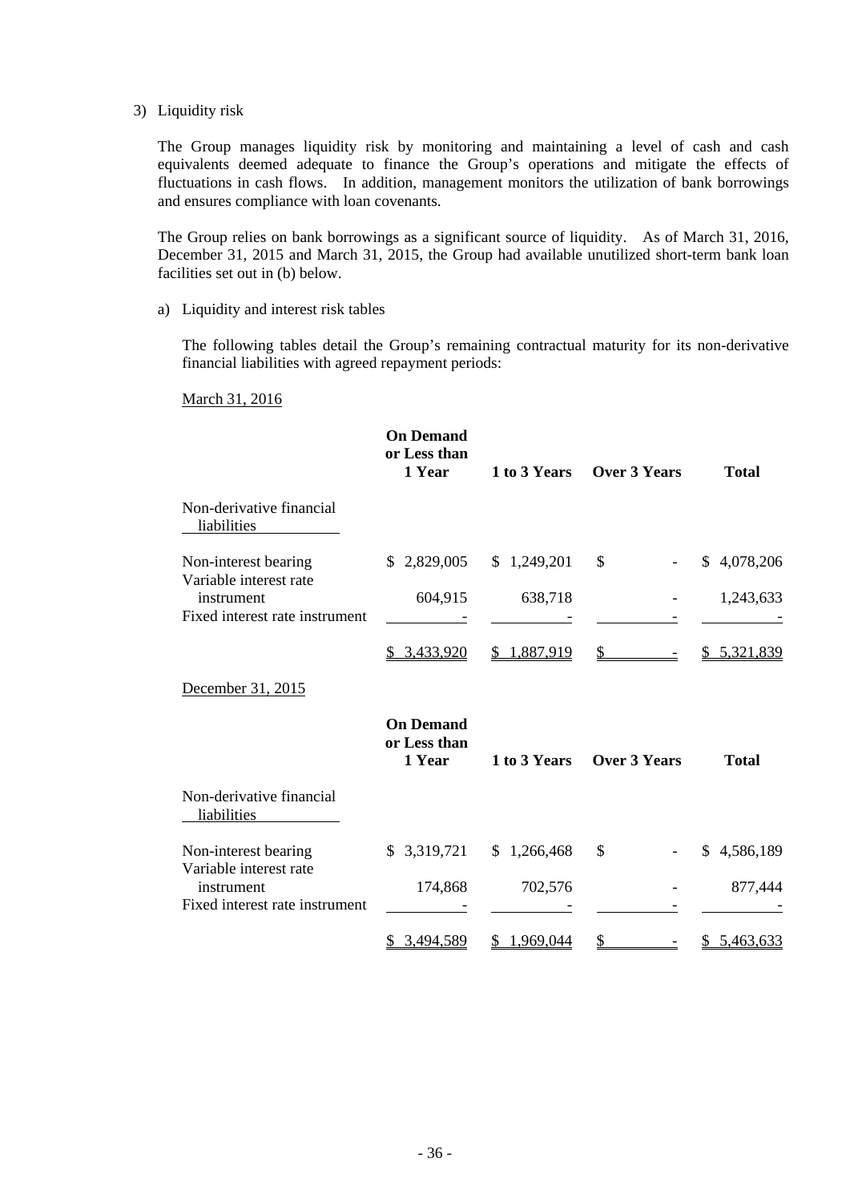3) Liquidity risk

The Group manages liquidity risk by monitoring and maintaining a level of cash and cash equivalents deemed adequate to finance the Group's operations and mitigate the effects of fluctuations in cash flows. In addition, management monitors the utilization of bank borrowings and ensures compliance with loan covenants.

The Group relies on bank borrowings as a significant source of liquidity. As of March 31, 2016, December 31, 2015 and March 31, 2015, the Group had available unutilized short-term bank loan facilities set out in (b) below.

a) Liquidity and interest risk tables

The following tables detail the Group's remaining contractual maturity for its non-derivative financial liabilities with agreed repayment periods:

March 31, 2016

| | On Demand or Less than 1 Year | 1 to 3 Years | Over 3 Years | Total |
|---|---|---|---|---|
| Non-derivative financial liabilities | | | | |
| Non-interest bearing | $ 2,829,005 | $ 1,249,201 | $ - | $ 4,078,206 |
| Variable interest rate instrument | 604,915 | 638,718 | - | 1,243,633 |
| Fixed interest rate instrument | - | - | - | - |
| | $ 3,433,920 | $ 1,887,919 | $ - | $ 5,321,839 |

December 31, 2015

| | On Demand or Less than 1 Year | 1 to 3 Years | Over 3 Years | Total |
|---|---|---|---|---|
| Non-derivative financial liabilities | | | | |
| Non-interest bearing | $ 3,319,721 | $ 1,266,468 | $ - | $ 4,586,189 |
| Variable interest rate instrument | 174,868 | 702,576 | - | 877,444 |
| Fixed interest rate instrument | - | - | - | - |
| | $ 3,494,589 | $ 1,969,044 | $ - | $ 5,463,633 |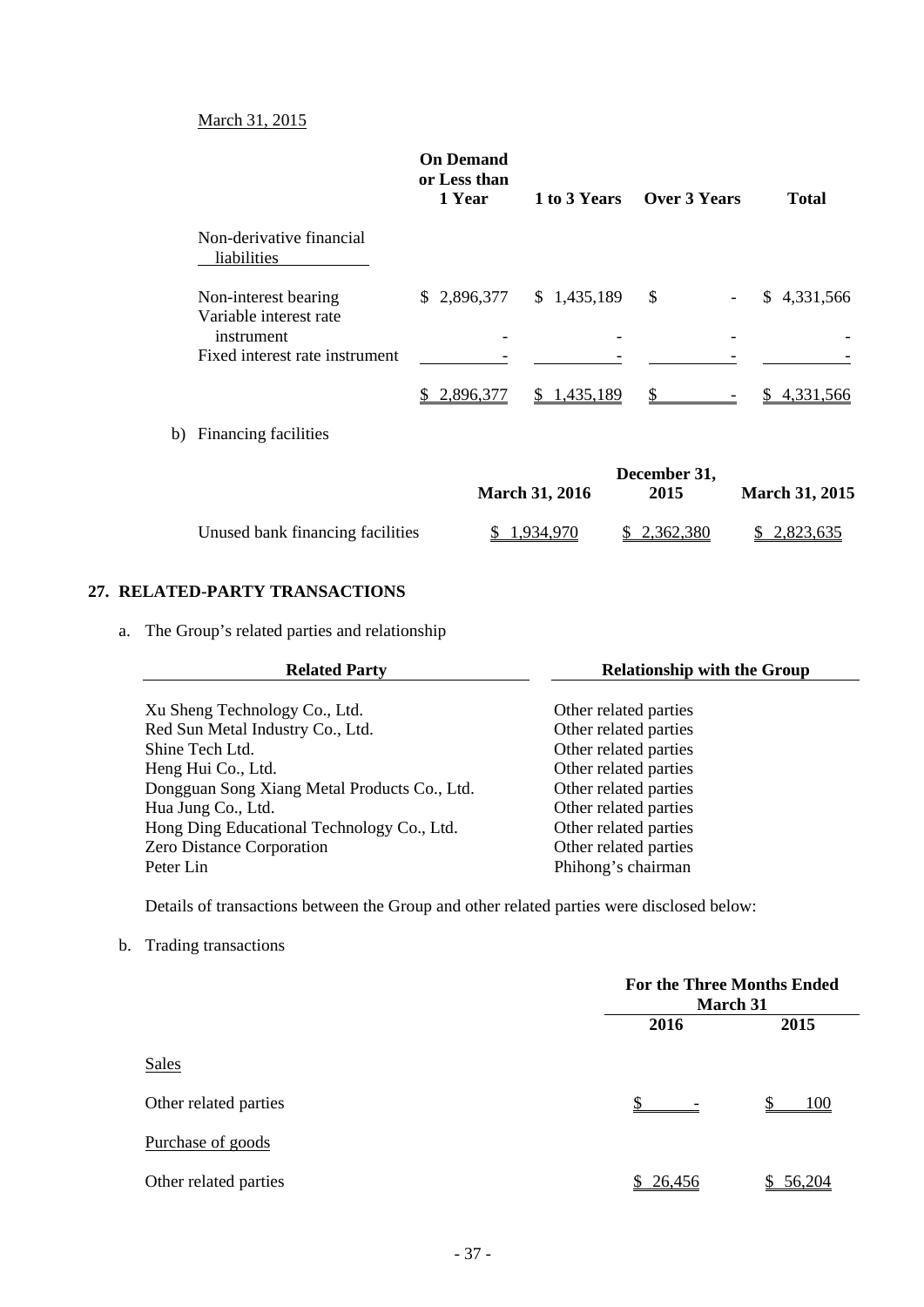March 31, 2015

| | On Demand or Less than 1 Year | 1 to 3 Years | Over 3 Years | Total |
|---|---|---|---|---|
| Non-derivative financial liabilities | | | | |
| Non-interest bearing | $ 2,896,377 | $ 1,435,189 | $ - | $ 4,331,566 |
| Variable interest rate instrument | - | - | - | - |
| Fixed interest rate instrument | - | - | - | - |
| | $ 2,896,377 | $ 1,435,189 | $ - | $ 4,331,566 |

b) Financing facilities

| | March 31, 2016 | December 31, 2015 | March 31, 2015 |
|---|---|---|---|
| Unused bank financing facilities | $ 1,934,970 | $ 2,362,380 | $ 2,823,635 |

## 27. RELATED-PARTY TRANSACTIONS

a. The Group's related parties and relationship

| Related Party | Relationship with the Group |
|---|---|
| Xu Sheng Technology Co., Ltd. | Other related parties |
| Red Sun Metal Industry Co., Ltd. | Other related parties |
| Shine Tech Ltd. | Other related parties |
| Heng Hui Co., Ltd. | Other related parties |
| Dongguan Song Xiang Metal Products Co., Ltd. | Other related parties |
| Hua Jung Co., Ltd. | Other related parties |
| Hong Ding Educational Technology Co., Ltd. | Other related parties |
| Zero Distance Corporation | Other related parties |
| Peter Lin | Phihong's chairman |

Details of transactions between the Group and other related parties were disclosed below:

b. Trading transactions

| | For the Three Months Ended March 31 | |
|---|---|---|
| | 2016 | 2015 |
| Sales | | |
| Other related parties | $ - | $ 100 |
| Purchase of goods | | |
| Other related parties | $ 26,456 | $ 56,204 |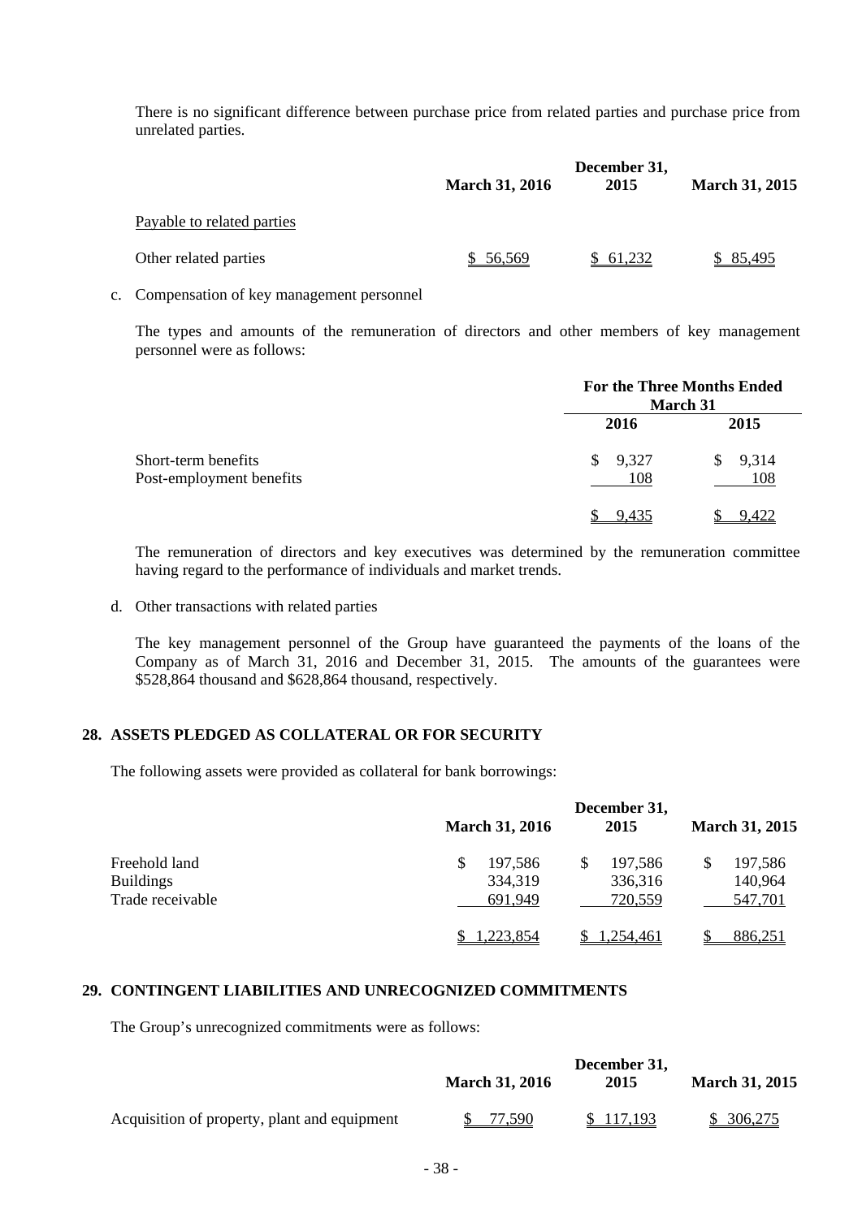There is no significant difference between purchase price from related parties and purchase price from unrelated parties.

| | March 31, 2016 | December 31, 2015 | March 31, 2015 |
|---|---|---|---|
| Payable to related parties | | | |
| Other related parties | $ 56,569 | $ 61,232 | $ 85,495 |

c. Compensation of key management personnel

The types and amounts of the remuneration of directors and other members of key management personnel were as follows:

| | For the Three Months Ended March 31 | |
|---|---|---|
| | 2016 | 2015 |
| Short-term benefits | $ 9,327 | $ 9,314 |
| Post-employment benefits | 108 | 108 |
| | $ 9,435 | $ 9,422 |

The remuneration of directors and key executives was determined by the remuneration committee having regard to the performance of individuals and market trends.

d. Other transactions with related parties

The key management personnel of the Group have guaranteed the payments of the loans of the Company as of March 31, 2016 and December 31, 2015. The amounts of the guarantees were $528,864 thousand and $628,864 thousand, respectively.

## 28. ASSETS PLEDGED AS COLLATERAL OR FOR SECURITY

The following assets were provided as collateral for bank borrowings:

| | March 31, 2016 | December 31, 2015 | March 31, 2015 |
|---|---|---|---|
| Freehold land | $ 197,586 | $ 197,586 | $ 197,586 |
| Buildings | 334,319 | 336,316 | 140,964 |
| Trade receivable | 691,949 | 720,559 | 547,701 |
| | $ 1,223,854 | $ 1,254,461 | $ 886,251 |

## 29. CONTINGENT LIABILITIES AND UNRECOGNIZED COMMITMENTS

The Group's unrecognized commitments were as follows:

| | March 31, 2016 | December 31, 2015 | March 31, 2015 |
|---|---|---|---|
| Acquisition of property, plant and equipment | $ 77,590 | $ 117,193 | $ 306,275 |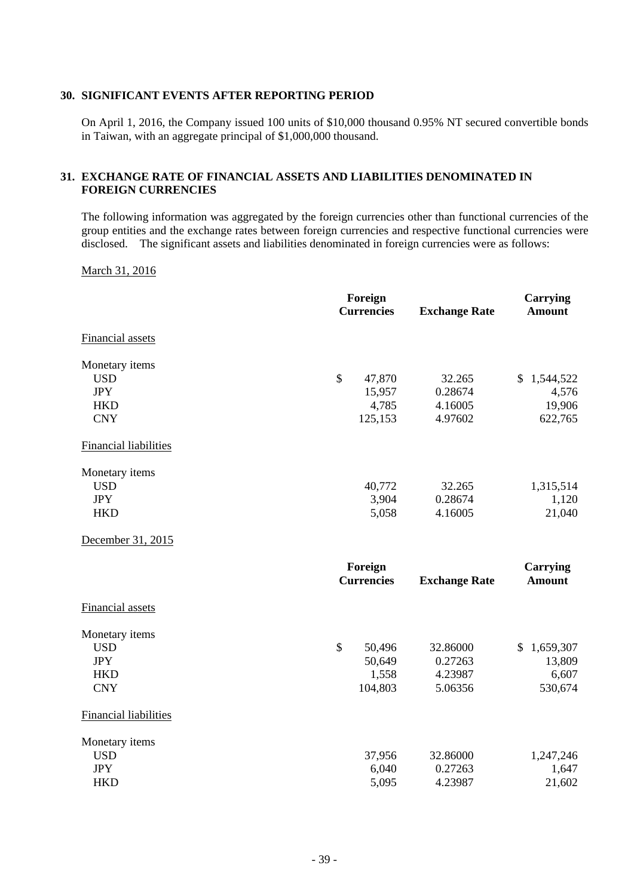## 30. SIGNIFICANT EVENTS AFTER REPORTING PERIOD

On April 1, 2016, the Company issued 100 units of $10,000 thousand 0.95% NT secured convertible bonds in Taiwan, with an aggregate principal of $1,000,000 thousand.

## 31. EXCHANGE RATE OF FINANCIAL ASSETS AND LIABILITIES DENOMINATED IN FOREIGN CURRENCIES

The following information was aggregated by the foreign currencies other than functional currencies of the group entities and the exchange rates between foreign currencies and respective functional currencies were disclosed. The significant assets and liabilities denominated in foreign currencies were as follows:

March 31, 2016

| | Foreign Currencies | Exchange Rate | Carrying Amount |
|---|---|---|---|
| Financial assets | | | |
| Monetary items | | | |
| USD | $ 47,870 | 32.265 | $ 1,544,522 |
| JPY | 15,957 | 0.28674 | 4,576 |
| HKD | 4,785 | 4.16005 | 19,906 |
| CNY | 125,153 | 4.97602 | 622,765 |
| Financial liabilities | | | |
| Monetary items | | | |
| USD | 40,772 | 32.265 | 1,315,514 |
| JPY | 3,904 | 0.28674 | 1,120 |
| HKD | 5,058 | 4.16005 | 21,040 |

December 31, 2015

| | Foreign Currencies | Exchange Rate | Carrying Amount |
|---|---|---|---|
| Financial assets | | | |
| Monetary items | | | |
| USD | $ 50,496 | 32.86000 | $ 1,659,307 |
| JPY | 50,649 | 0.27263 | 13,809 |
| HKD | 1,558 | 4.23987 | 6,607 |
| CNY | 104,803 | 5.06356 | 530,674 |
| Financial liabilities | | | |
| Monetary items | | | |
| USD | 37,956 | 32.86000 | 1,247,246 |
| JPY | 6,040 | 0.27263 | 1,647 |
| HKD | 5,095 | 4.23987 | 21,602 |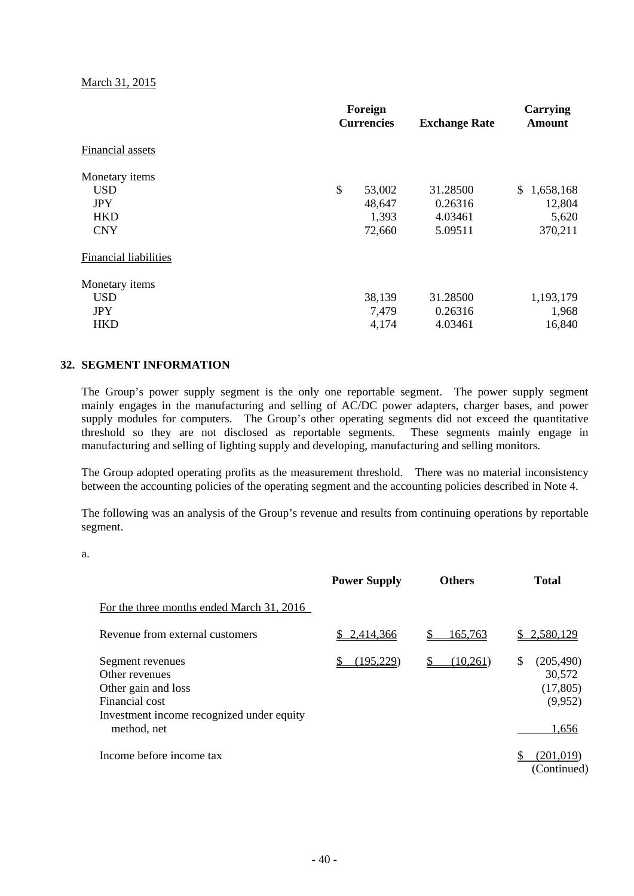March 31, 2015

| | Foreign Currencies | Exchange Rate | Carrying Amount |
|---|---|---|---|
| Financial assets | | | |
| Monetary items | | | |
| USD | $ 53,002 | 31.28500 | $ 1,658,168 |
| JPY | 48,647 | 0.26316 | 12,804 |
| HKD | 1,393 | 4.03461 | 5,620 |
| CNY | 72,660 | 5.09511 | 370,211 |
| Financial liabilities | | | |
| Monetary items | | | |
| USD | 38,139 | 31.28500 | 1,193,179 |
| JPY | 7,479 | 0.26316 | 1,968 |
| HKD | 4,174 | 4.03461 | 16,840 |

## 32. SEGMENT INFORMATION

The Group's power supply segment is the only one reportable segment. The power supply segment mainly engages in the manufacturing and selling of AC/DC power adapters, charger bases, and power supply modules for computers. The Group's other operating segments did not exceed the quantitative threshold so they are not disclosed as reportable segments. These segments mainly engage in manufacturing and selling of lighting supply and developing, manufacturing and selling monitors.

The Group adopted operating profits as the measurement threshold. There was no material inconsistency between the accounting policies of the operating segment and the accounting policies described in Note 4.

The following was an analysis of the Group's revenue and results from continuing operations by reportable segment.

a.

| | Power Supply | Others | Total |
|---|---|---|---|
| For the three months ended March 31, 2016 | | | |
| Revenue from external customers | $ 2,414,366 | $ 165,763 | $ 2,580,129 |
| Segment revenues | $ (195,229) | $ (10,261) | $ (205,490) |
| Other revenues | | | 30,572 |
| Other gain and loss | | | (17,805) |
| Financial cost | | | (9,952) |
| Investment income recognized under equity method, net | | | 1,656 |
| Income before income tax | | | $ (201,019) |

(Continued)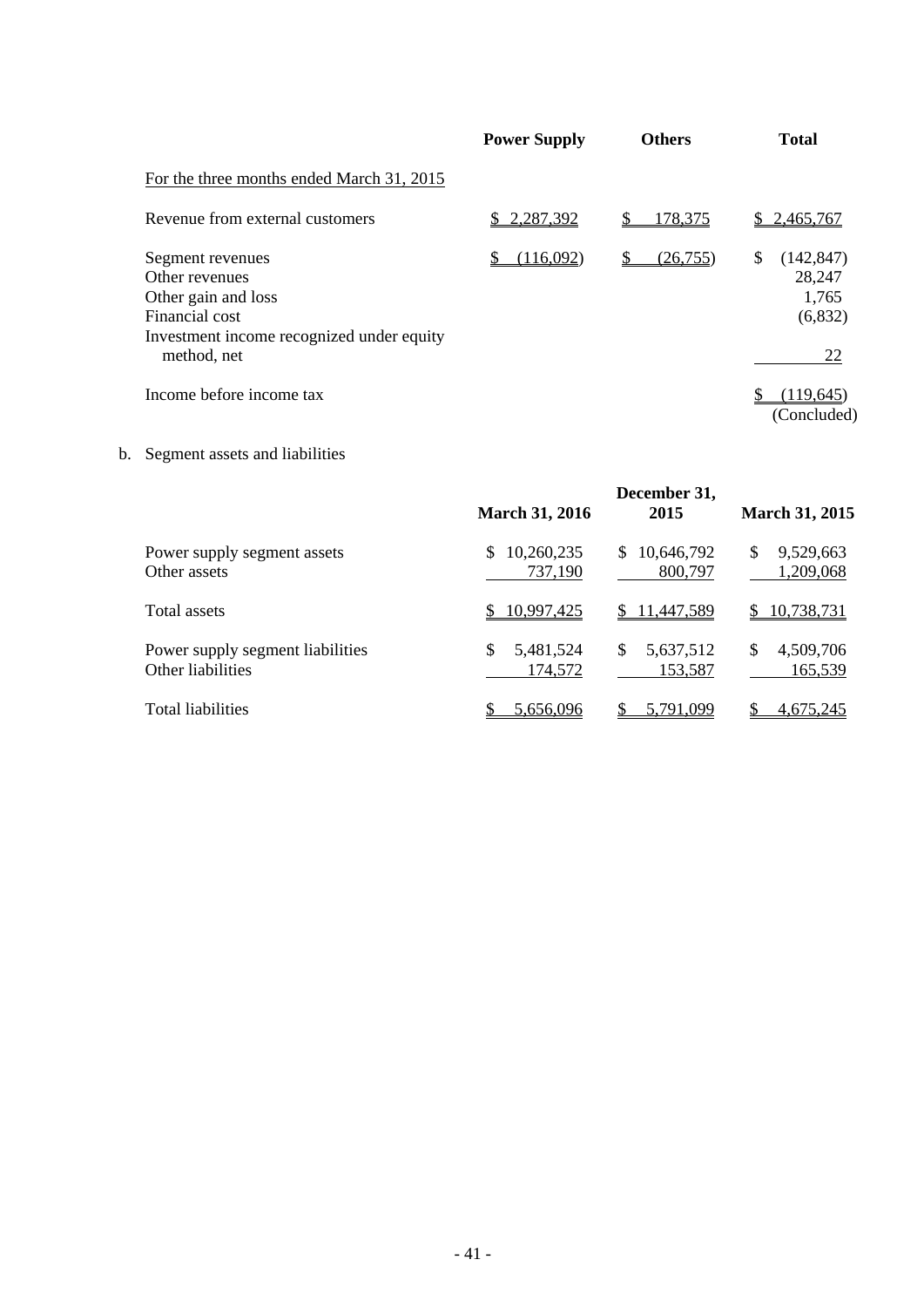| | Power Supply | Others | Total |
|---|---|---|---|
| For the three months ended March 31, 2015 | | | |
| Revenue from external customers | $ 2,287,392 | $ 178,375 | $ 2,465,767 |
| Segment revenues | $ (116,092) | $ (26,755) | $ (142,847) |
| Other revenues | | | 28,247 |
| Other gain and loss | | | 1,765 |
| Financial cost | | | (6,832) |
| Investment income recognized under equity method, net | | | 22 |
| Income before income tax | | | $ (119,645) |

(Concluded)

b. Segment assets and liabilities

| | March 31, 2016 | December 31, 2015 | March 31, 2015 |
|---|---|---|---|
| Power supply segment assets | $ 10,260,235 | $ 10,646,792 | $ 9,529,663 |
| Other assets | 737,190 | 800,797 | 1,209,068 |
| Total assets | $ 10,997,425 | $ 11,447,589 | $ 10,738,731 |
| Power supply segment liabilities | $ 5,481,524 | $ 5,637,512 | $ 4,509,706 |
| Other liabilities | 174,572 | 153,587 | 165,539 |
| Total liabilities | $ 5,656,096 | $ 5,791,099 | $ 4,675,245 |